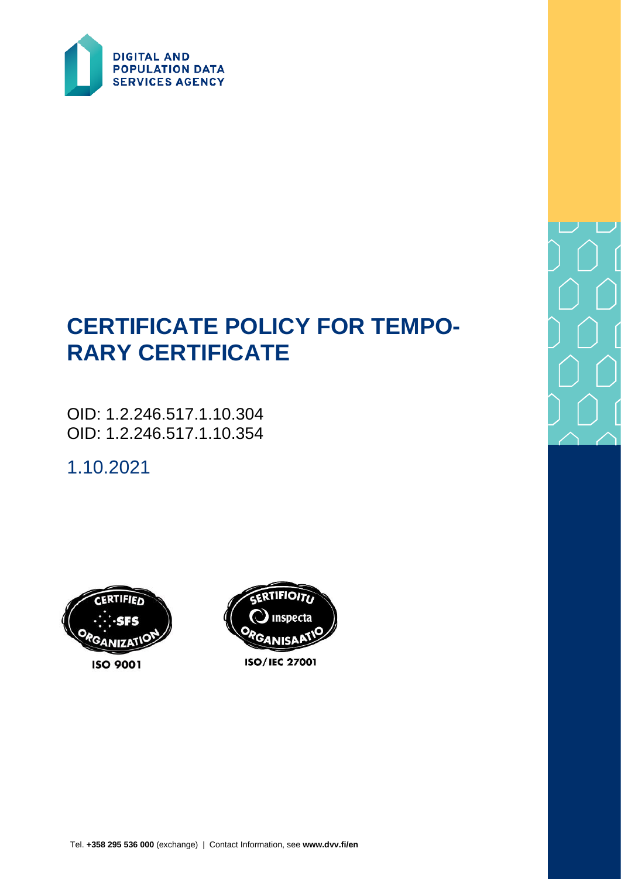DIGITAL AND POPULATION DATA SERVICES AGENCY

# CERTIFICATE POLICY FOR TEMPORARY CERTIFICATE

OID: 1.2.246.517.1.10.304
OID: 1.2.246.517.1.10.354

1.10.2021

CERTIFIED SFS ORGANIZATION ISO 9001

SERTIFIOITU Inspecta ORGANISAATIO ISO/IEC 27001

Tel. **+358 295 536 000** (exchange) | Contact Information, see **www.dvv.fi/en**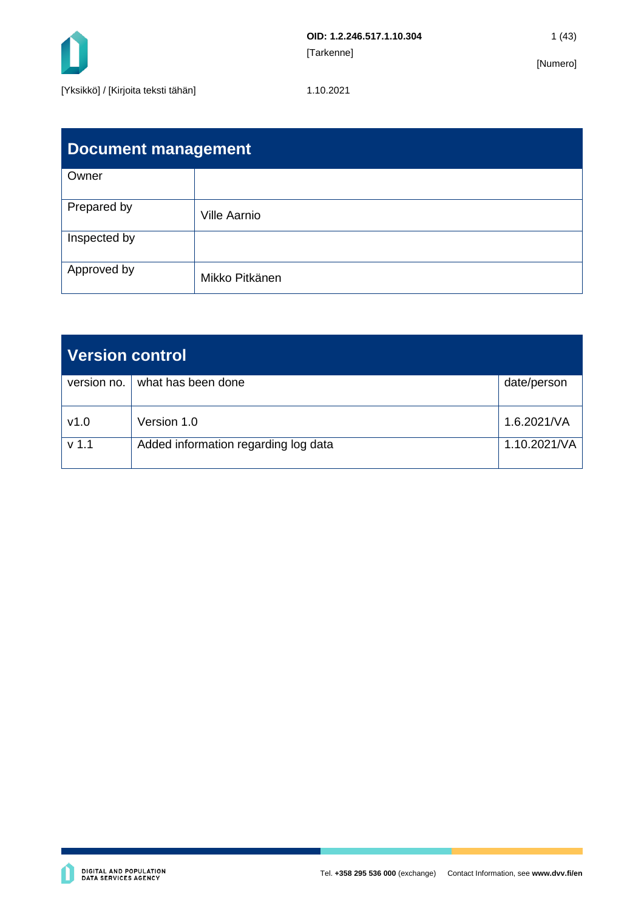| Document management | |
|---|---|
| Owner | |
| Prepared by | Ville Aarnio |
| Inspected by | |
| Approved by | Mikko Pitkänen |

| Version control | | |
|---|---|---|
| version no. | what has been done | date/person |
| v1.0 | Version 1.0 | 1.6.2021/VA |
| v 1.1 | Added information regarding log data | 1.10.2021/VA |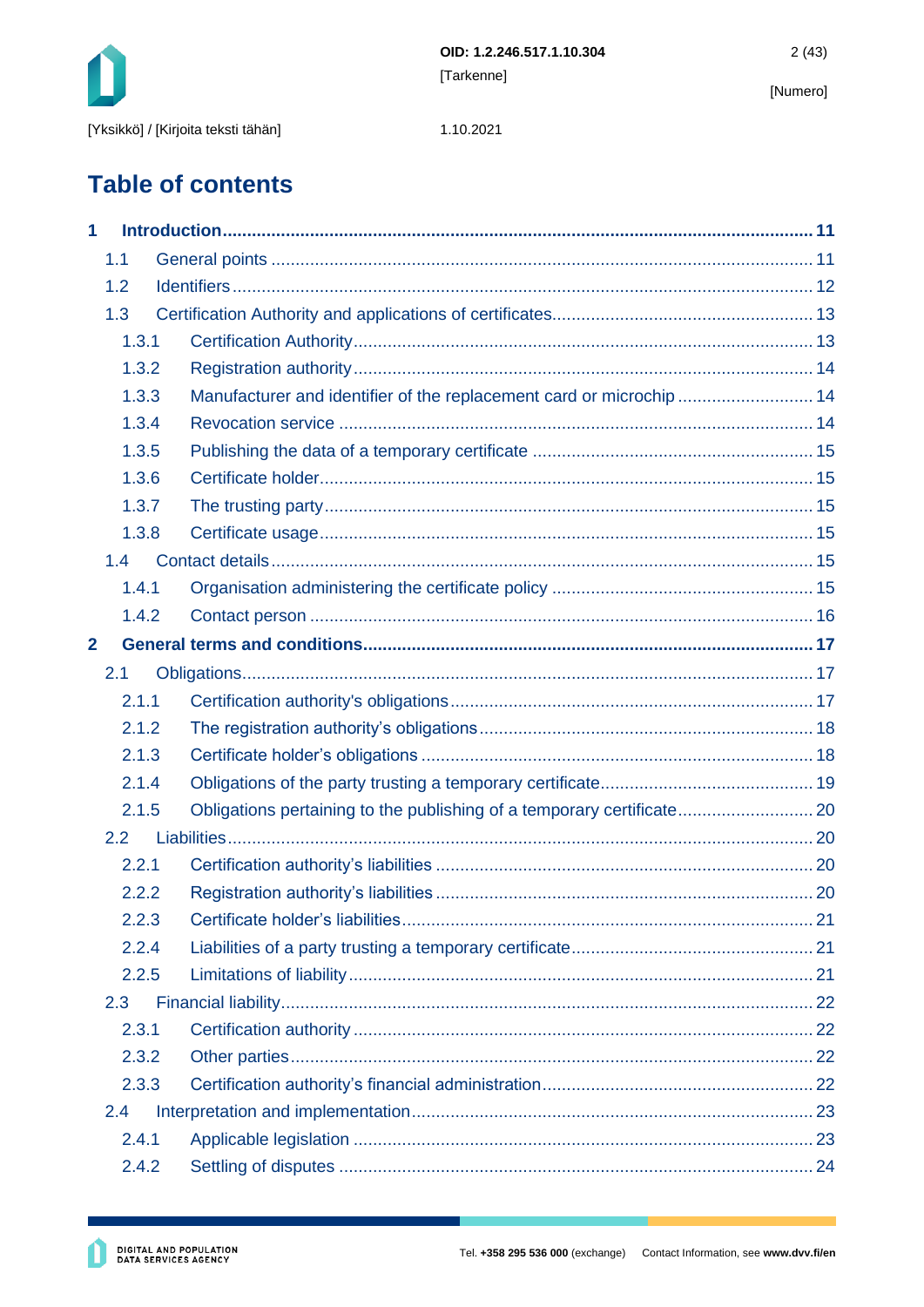# Table of contents

**1 Introduction ... 11**

- 1.1 General points ... 11
- 1.2 Identifiers ... 12
- 1.3 Certification Authority and applications of certificates ... 13
  - 1.3.1 Certification Authority ... 13
  - 1.3.2 Registration authority ... 14
  - 1.3.3 Manufacturer and identifier of the replacement card or microchip ... 14
  - 1.3.4 Revocation service ... 14
  - 1.3.5 Publishing the data of a temporary certificate ... 15
  - 1.3.6 Certificate holder ... 15
  - 1.3.7 The trusting party ... 15
  - 1.3.8 Certificate usage ... 15
- 1.4 Contact details ... 15
  - 1.4.1 Organisation administering the certificate policy ... 15
  - 1.4.2 Contact person ... 16

**2 General terms and conditions ... 17**

- 2.1 Obligations ... 17
  - 2.1.1 Certification authority's obligations ... 17
  - 2.1.2 The registration authority's obligations ... 18
  - 2.1.3 Certificate holder's obligations ... 18
  - 2.1.4 Obligations of the party trusting a temporary certificate ... 19
  - 2.1.5 Obligations pertaining to the publishing of a temporary certificate ... 20
- 2.2 Liabilities ... 20
  - 2.2.1 Certification authority's liabilities ... 20
  - 2.2.2 Registration authority's liabilities ... 20
  - 2.2.3 Certificate holder's liabilities ... 21
  - 2.2.4 Liabilities of a party trusting a temporary certificate ... 21
  - 2.2.5 Limitations of liability ... 21
- 2.3 Financial liability ... 22
  - 2.3.1 Certification authority ... 22
  - 2.3.2 Other parties ... 22
  - 2.3.3 Certification authority's financial administration ... 22
- 2.4 Interpretation and implementation ... 23
  - 2.4.1 Applicable legislation ... 23
  - 2.4.2 Settling of disputes ... 24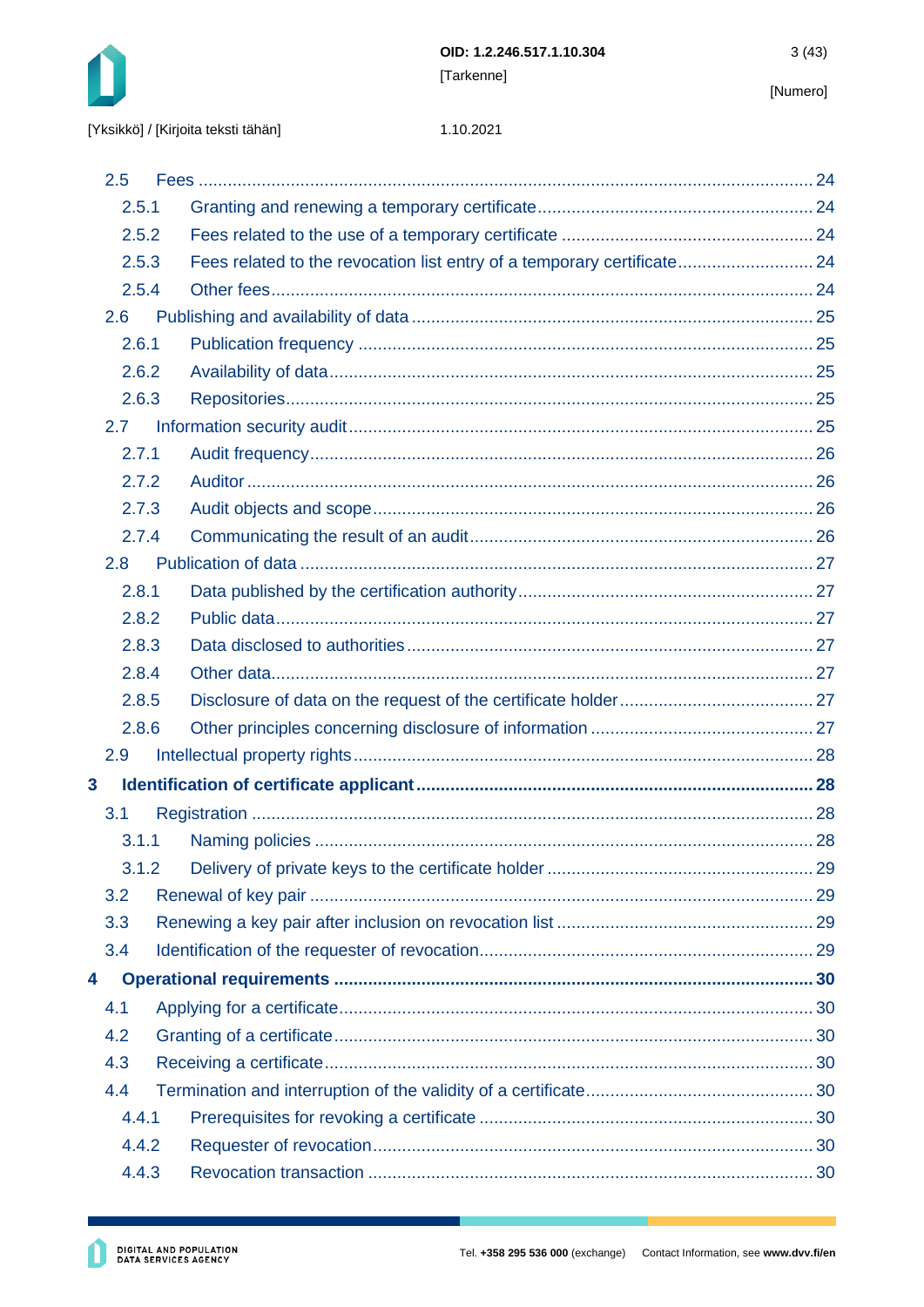2.5 Fees ... 24

2.5.1 Granting and renewing a temporary certificate ... 24

2.5.2 Fees related to the use of a temporary certificate ... 24

2.5.3 Fees related to the revocation list entry of a temporary certificate ... 24

2.5.4 Other fees ... 24

2.6 Publishing and availability of data ... 25

2.6.1 Publication frequency ... 25

2.6.2 Availability of data ... 25

2.6.3 Repositories ... 25

2.7 Information security audit ... 25

2.7.1 Audit frequency ... 26

2.7.2 Auditor ... 26

2.7.3 Audit objects and scope ... 26

2.7.4 Communicating the result of an audit ... 26

2.8 Publication of data ... 27

2.8.1 Data published by the certification authority ... 27

2.8.2 Public data ... 27

2.8.3 Data disclosed to authorities ... 27

2.8.4 Other data ... 27

2.8.5 Disclosure of data on the request of the certificate holder ... 27

2.8.6 Other principles concerning disclosure of information ... 27

2.9 Intellectual property rights ... 28

**3 Identification of certificate applicant ... 28**

3.1 Registration ... 28

3.1.1 Naming policies ... 28

3.1.2 Delivery of private keys to the certificate holder ... 29

3.2 Renewal of key pair ... 29

3.3 Renewing a key pair after inclusion on revocation list ... 29

3.4 Identification of the requester of revocation ... 29

**4 Operational requirements ... 30**

4.1 Applying for a certificate ... 30

4.2 Granting of a certificate ... 30

4.3 Receiving a certificate ... 30

4.4 Termination and interruption of the validity of a certificate ... 30

4.4.1 Prerequisites for revoking a certificate ... 30

4.4.2 Requester of revocation ... 30

4.4.3 Revocation transaction ... 30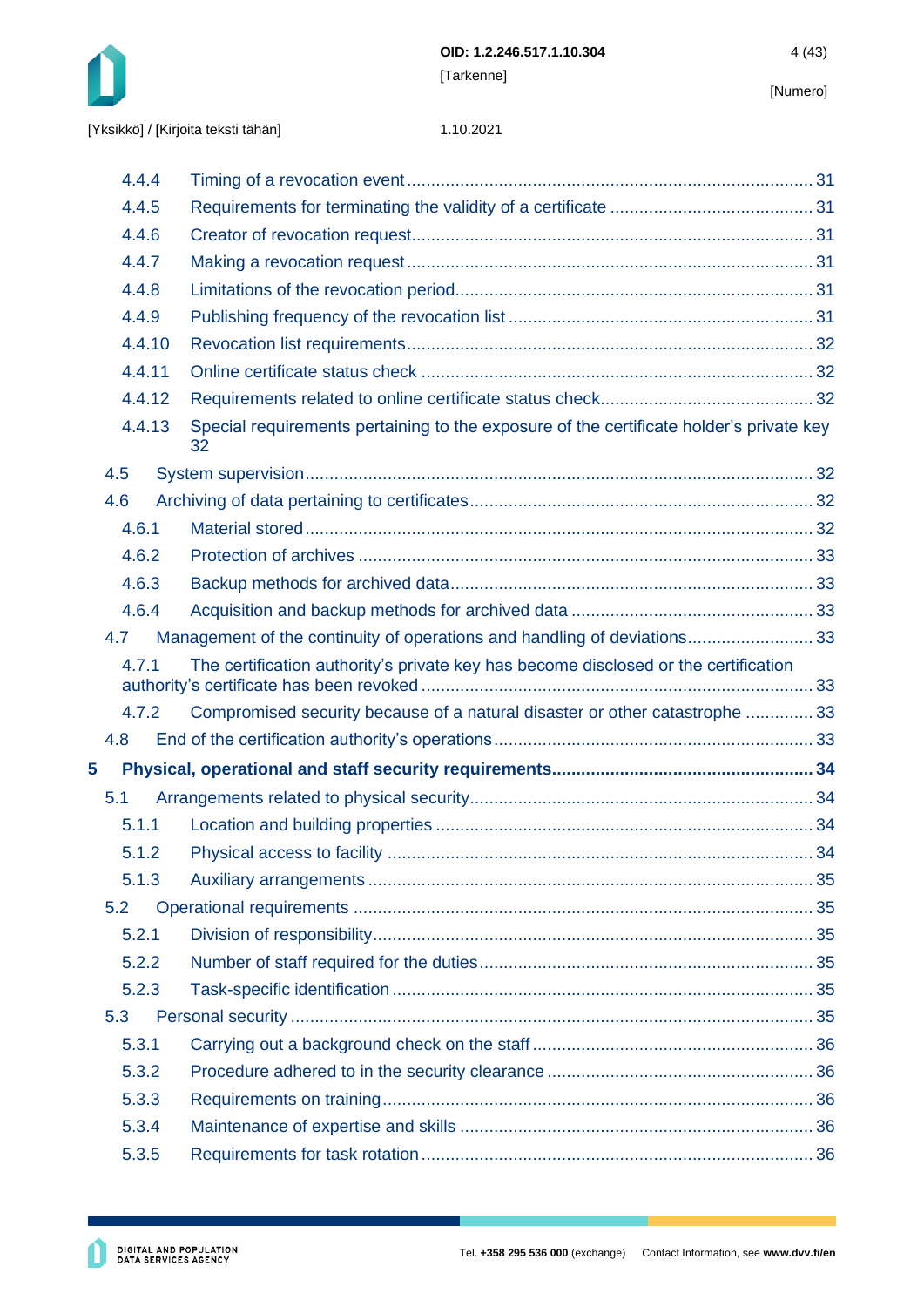4.4.4 Timing of a revocation event ... 31
4.4.5 Requirements for terminating the validity of a certificate ... 31
4.4.6 Creator of revocation request ... 31
4.4.7 Making a revocation request ... 31
4.4.8 Limitations of the revocation period ... 31
4.4.9 Publishing frequency of the revocation list ... 31
4.4.10 Revocation list requirements ... 32
4.4.11 Online certificate status check ... 32
4.4.12 Requirements related to online certificate status check ... 32
4.4.13 Special requirements pertaining to the exposure of the certificate holder's private key 32
4.5 System supervision ... 32
4.6 Archiving of data pertaining to certificates ... 32
4.6.1 Material stored ... 32
4.6.2 Protection of archives ... 33
4.6.3 Backup methods for archived data ... 33
4.6.4 Acquisition and backup methods for archived data ... 33
4.7 Management of the continuity of operations and handling of deviations ... 33
4.7.1 The certification authority's private key has become disclosed or the certification authority's certificate has been revoked ... 33
4.7.2 Compromised security because of a natural disaster or other catastrophe ... 33
4.8 End of the certification authority's operations ... 33

**5 Physical, operational and staff security requirements ... 34**

5.1 Arrangements related to physical security ... 34
5.1.1 Location and building properties ... 34
5.1.2 Physical access to facility ... 34
5.1.3 Auxiliary arrangements ... 35
5.2 Operational requirements ... 35
5.2.1 Division of responsibility ... 35
5.2.2 Number of staff required for the duties ... 35
5.2.3 Task-specific identification ... 35
5.3 Personal security ... 35
5.3.1 Carrying out a background check on the staff ... 36
5.3.2 Procedure adhered to in the security clearance ... 36
5.3.3 Requirements on training ... 36
5.3.4 Maintenance of expertise and skills ... 36
5.3.5 Requirements for task rotation ... 36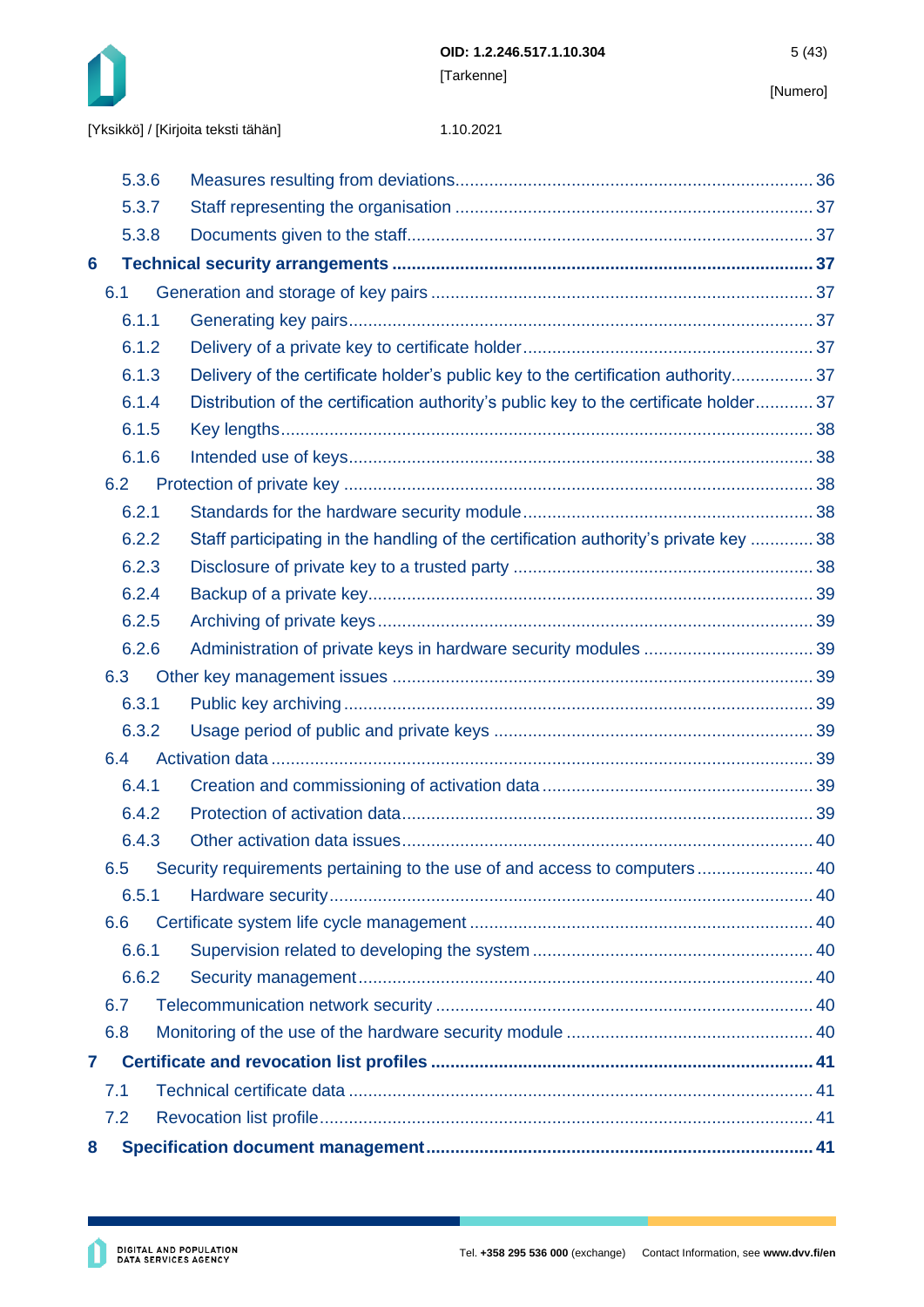5.3.6 Measures resulting from deviations ........ 36
5.3.7 Staff representing the organisation ........ 37
5.3.8 Documents given to the staff ........ 37

**6 Technical security arrangements ........ 37**

6.1 Generation and storage of key pairs ........ 37
6.1.1 Generating key pairs ........ 37
6.1.2 Delivery of a private key to certificate holder ........ 37
6.1.3 Delivery of the certificate holder's public key to the certification authority ........ 37
6.1.4 Distribution of the certification authority's public key to the certificate holder ........ 37
6.1.5 Key lengths ........ 38
6.1.6 Intended use of keys ........ 38
6.2 Protection of private key ........ 38
6.2.1 Standards for the hardware security module ........ 38
6.2.2 Staff participating in the handling of the certification authority's private key ........ 38
6.2.3 Disclosure of private key to a trusted party ........ 38
6.2.4 Backup of a private key ........ 39
6.2.5 Archiving of private keys ........ 39
6.2.6 Administration of private keys in hardware security modules ........ 39
6.3 Other key management issues ........ 39
6.3.1 Public key archiving ........ 39
6.3.2 Usage period of public and private keys ........ 39
6.4 Activation data ........ 39
6.4.1 Creation and commissioning of activation data ........ 39
6.4.2 Protection of activation data ........ 39
6.4.3 Other activation data issues ........ 40
6.5 Security requirements pertaining to the use of and access to computers ........ 40
6.5.1 Hardware security ........ 40
6.6 Certificate system life cycle management ........ 40
6.6.1 Supervision related to developing the system ........ 40
6.6.2 Security management ........ 40
6.7 Telecommunication network security ........ 40
6.8 Monitoring of the use of the hardware security module ........ 40

**7 Certificate and revocation list profiles ........ 41**

7.1 Technical certificate data ........ 41
7.2 Revocation list profile ........ 41

**8 Specification document management ........ 41**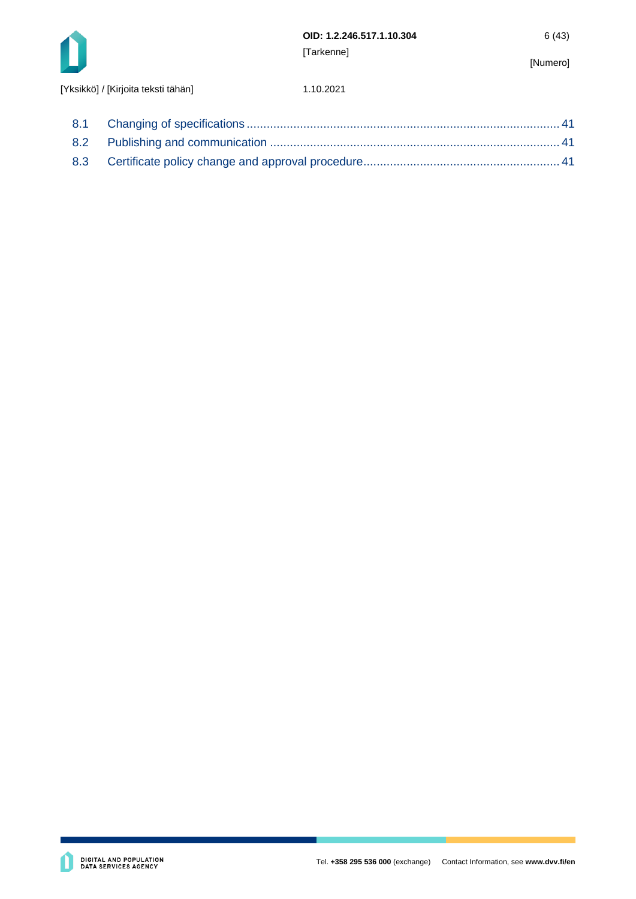8.1 Changing of specifications ............................................................................................ 41

8.2 Publishing and communication ...................................................................................... 41

8.3 Certificate policy change and approval procedure.......................................................... 41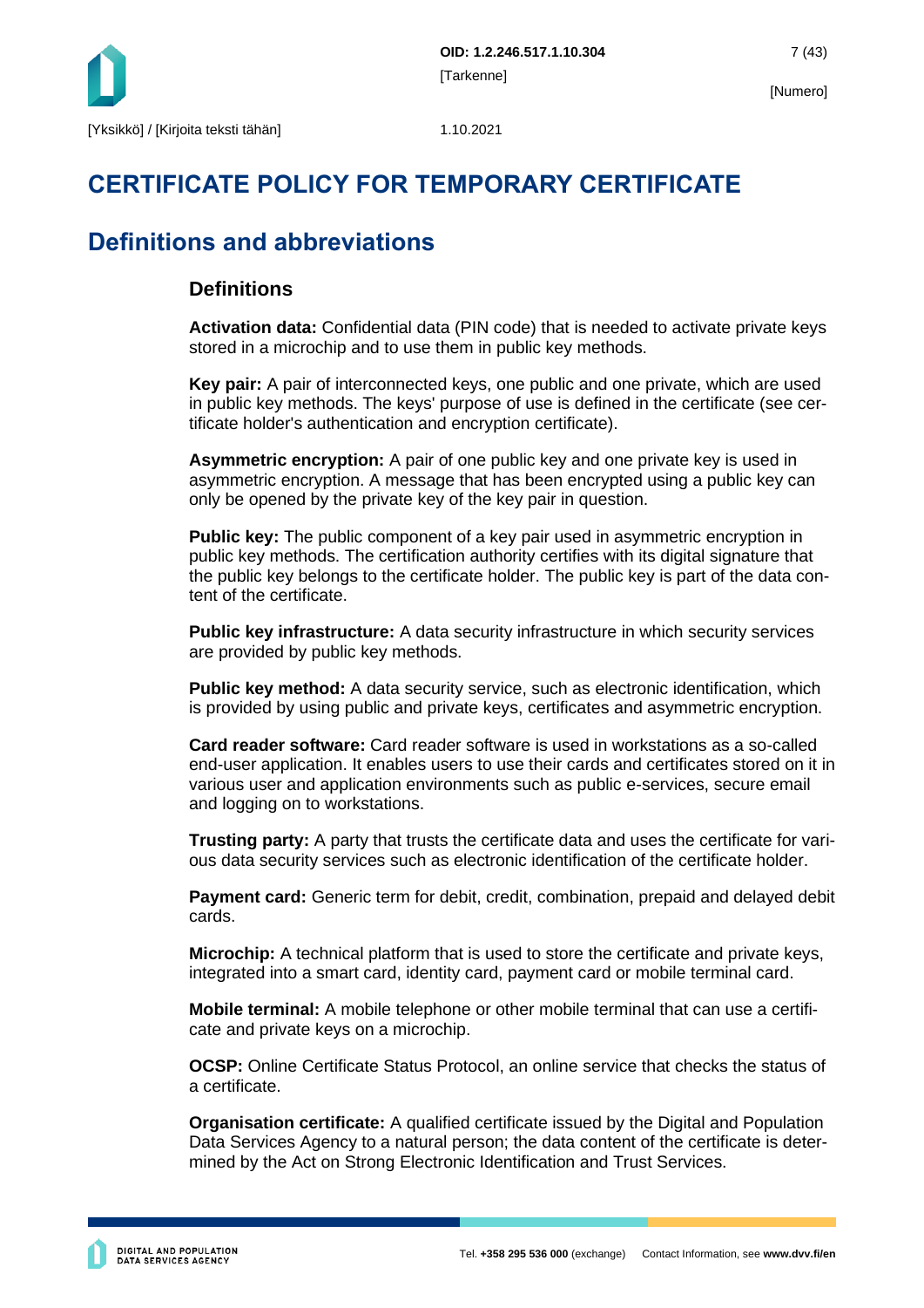# CERTIFICATE POLICY FOR TEMPORARY CERTIFICATE

## Definitions and abbreviations

### Definitions

**Activation data:** Confidential data (PIN code) that is needed to activate private keys stored in a microchip and to use them in public key methods.

**Key pair:** A pair of interconnected keys, one public and one private, which are used in public key methods. The keys' purpose of use is defined in the certificate (see certificate holder's authentication and encryption certificate).

**Asymmetric encryption:** A pair of one public key and one private key is used in asymmetric encryption. A message that has been encrypted using a public key can only be opened by the private key of the key pair in question.

**Public key:** The public component of a key pair used in asymmetric encryption in public key methods. The certification authority certifies with its digital signature that the public key belongs to the certificate holder. The public key is part of the data content of the certificate.

**Public key infrastructure:** A data security infrastructure in which security services are provided by public key methods.

**Public key method:** A data security service, such as electronic identification, which is provided by using public and private keys, certificates and asymmetric encryption.

**Card reader software:** Card reader software is used in workstations as a so-called end-user application. It enables users to use their cards and certificates stored on it in various user and application environments such as public e-services, secure email and logging on to workstations.

**Trusting party:** A party that trusts the certificate data and uses the certificate for various data security services such as electronic identification of the certificate holder.

**Payment card:** Generic term for debit, credit, combination, prepaid and delayed debit cards.

**Microchip:** A technical platform that is used to store the certificate and private keys, integrated into a smart card, identity card, payment card or mobile terminal card.

**Mobile terminal:** A mobile telephone or other mobile terminal that can use a certificate and private keys on a microchip.

**OCSP:** Online Certificate Status Protocol, an online service that checks the status of a certificate.

**Organisation certificate:** A qualified certificate issued by the Digital and Population Data Services Agency to a natural person; the data content of the certificate is determined by the Act on Strong Electronic Identification and Trust Services.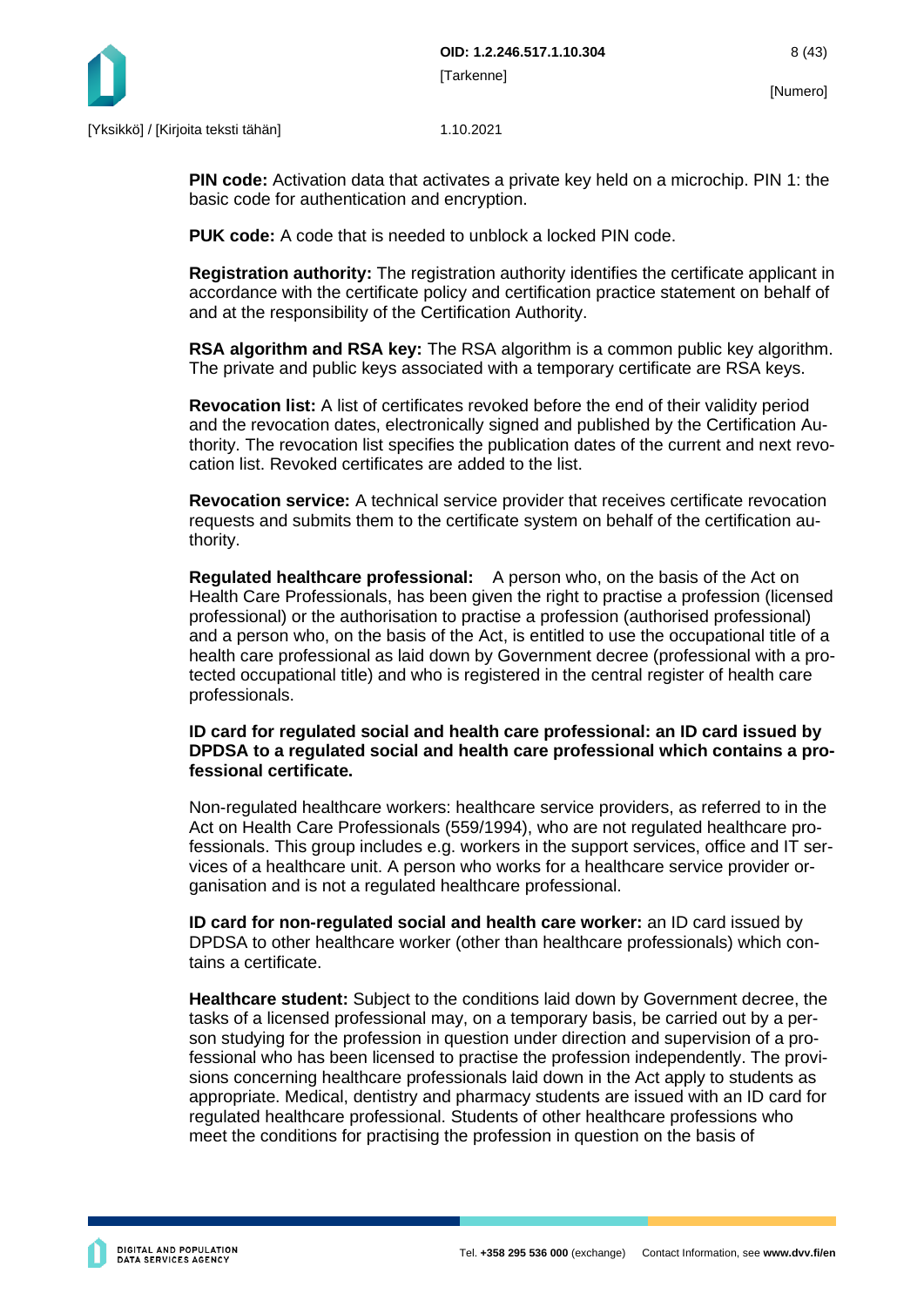**PIN code:** Activation data that activates a private key held on a microchip. PIN 1: the basic code for authentication and encryption.

**PUK code:** A code that is needed to unblock a locked PIN code.

**Registration authority:** The registration authority identifies the certificate applicant in accordance with the certificate policy and certification practice statement on behalf of and at the responsibility of the Certification Authority.

**RSA algorithm and RSA key:** The RSA algorithm is a common public key algorithm. The private and public keys associated with a temporary certificate are RSA keys.

**Revocation list:** A list of certificates revoked before the end of their validity period and the revocation dates, electronically signed and published by the Certification Authority. The revocation list specifies the publication dates of the current and next revocation list. Revoked certificates are added to the list.

**Revocation service:** A technical service provider that receives certificate revocation requests and submits them to the certificate system on behalf of the certification authority.

**Regulated healthcare professional:** A person who, on the basis of the Act on Health Care Professionals, has been given the right to practise a profession (licensed professional) or the authorisation to practise a profession (authorised professional) and a person who, on the basis of the Act, is entitled to use the occupational title of a health care professional as laid down by Government decree (professional with a protected occupational title) and who is registered in the central register of health care professionals.

**ID card for regulated social and health care professional: an ID card issued by DPDSA to a regulated social and health care professional which contains a professional certificate.**

Non-regulated healthcare workers: healthcare service providers, as referred to in the Act on Health Care Professionals (559/1994), who are not regulated healthcare professionals. This group includes e.g. workers in the support services, office and IT services of a healthcare unit. A person who works for a healthcare service provider organisation and is not a regulated healthcare professional.

**ID card for non-regulated social and health care worker:** an ID card issued by DPDSA to other healthcare worker (other than healthcare professionals) which contains a certificate.

**Healthcare student:** Subject to the conditions laid down by Government decree, the tasks of a licensed professional may, on a temporary basis, be carried out by a person studying for the profession in question under direction and supervision of a professional who has been licensed to practise the profession independently. The provisions concerning healthcare professionals laid down in the Act apply to students as appropriate. Medical, dentistry and pharmacy students are issued with an ID card for regulated healthcare professional. Students of other healthcare professions who meet the conditions for practising the profession in question on the basis of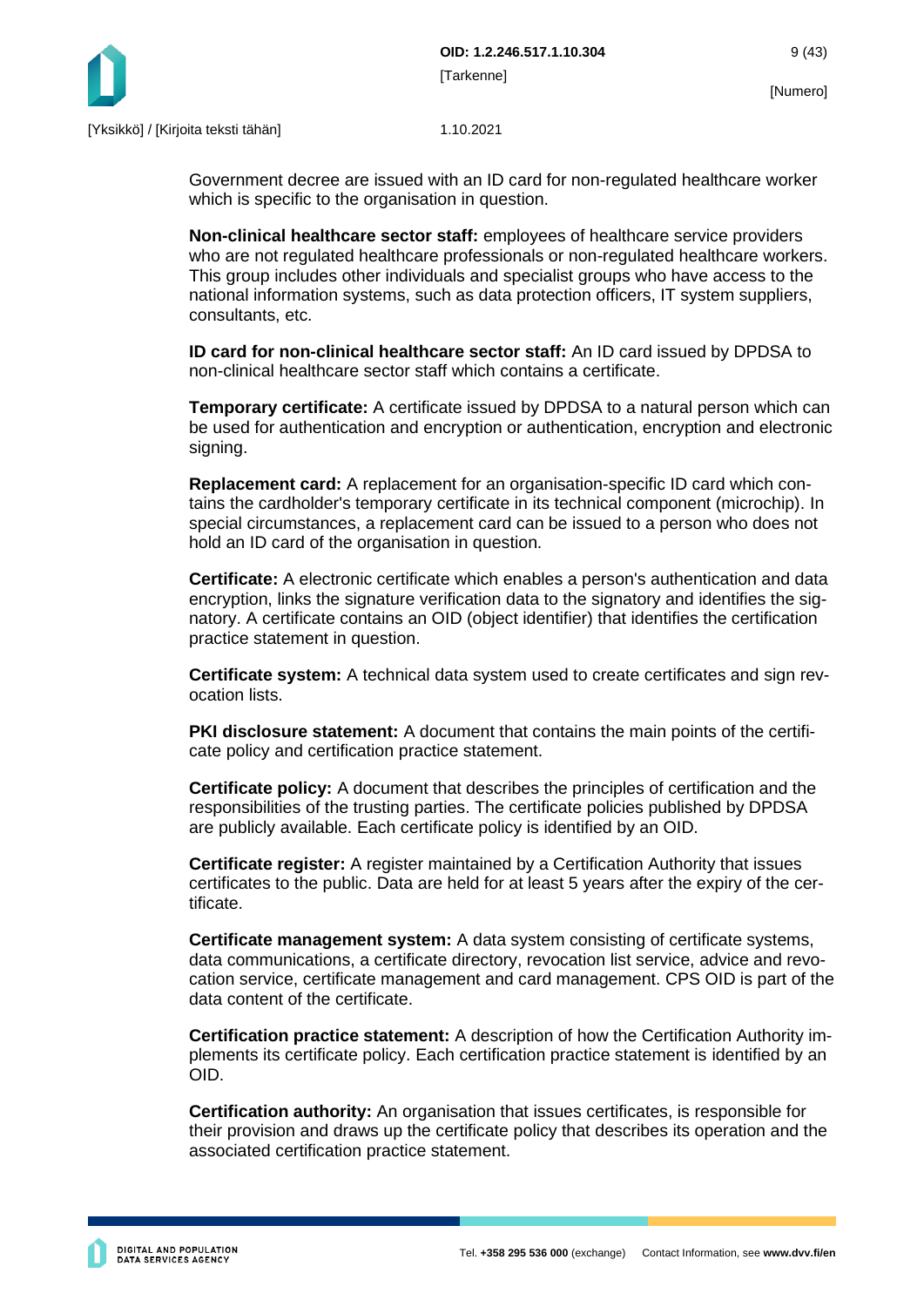Government decree are issued with an ID card for non-regulated healthcare worker which is specific to the organisation in question.

**Non-clinical healthcare sector staff:** employees of healthcare service providers who are not regulated healthcare professionals or non-regulated healthcare workers. This group includes other individuals and specialist groups who have access to the national information systems, such as data protection officers, IT system suppliers, consultants, etc.

**ID card for non-clinical healthcare sector staff:** An ID card issued by DPDSA to non-clinical healthcare sector staff which contains a certificate.

**Temporary certificate:** A certificate issued by DPDSA to a natural person which can be used for authentication and encryption or authentication, encryption and electronic signing.

**Replacement card:** A replacement for an organisation-specific ID card which contains the cardholder's temporary certificate in its technical component (microchip). In special circumstances, a replacement card can be issued to a person who does not hold an ID card of the organisation in question.

**Certificate:** A electronic certificate which enables a person's authentication and data encryption, links the signature verification data to the signatory and identifies the signatory. A certificate contains an OID (object identifier) that identifies the certification practice statement in question.

**Certificate system:** A technical data system used to create certificates and sign revocation lists.

**PKI disclosure statement:** A document that contains the main points of the certificate policy and certification practice statement.

**Certificate policy:** A document that describes the principles of certification and the responsibilities of the trusting parties. The certificate policies published by DPDSA are publicly available. Each certificate policy is identified by an OID.

**Certificate register:** A register maintained by a Certification Authority that issues certificates to the public. Data are held for at least 5 years after the expiry of the certificate.

**Certificate management system:** A data system consisting of certificate systems, data communications, a certificate directory, revocation list service, advice and revocation service, certificate management and card management. CPS OID is part of the data content of the certificate.

**Certification practice statement:** A description of how the Certification Authority implements its certificate policy. Each certification practice statement is identified by an OID.

**Certification authority:** An organisation that issues certificates, is responsible for their provision and draws up the certificate policy that describes its operation and the associated certification practice statement.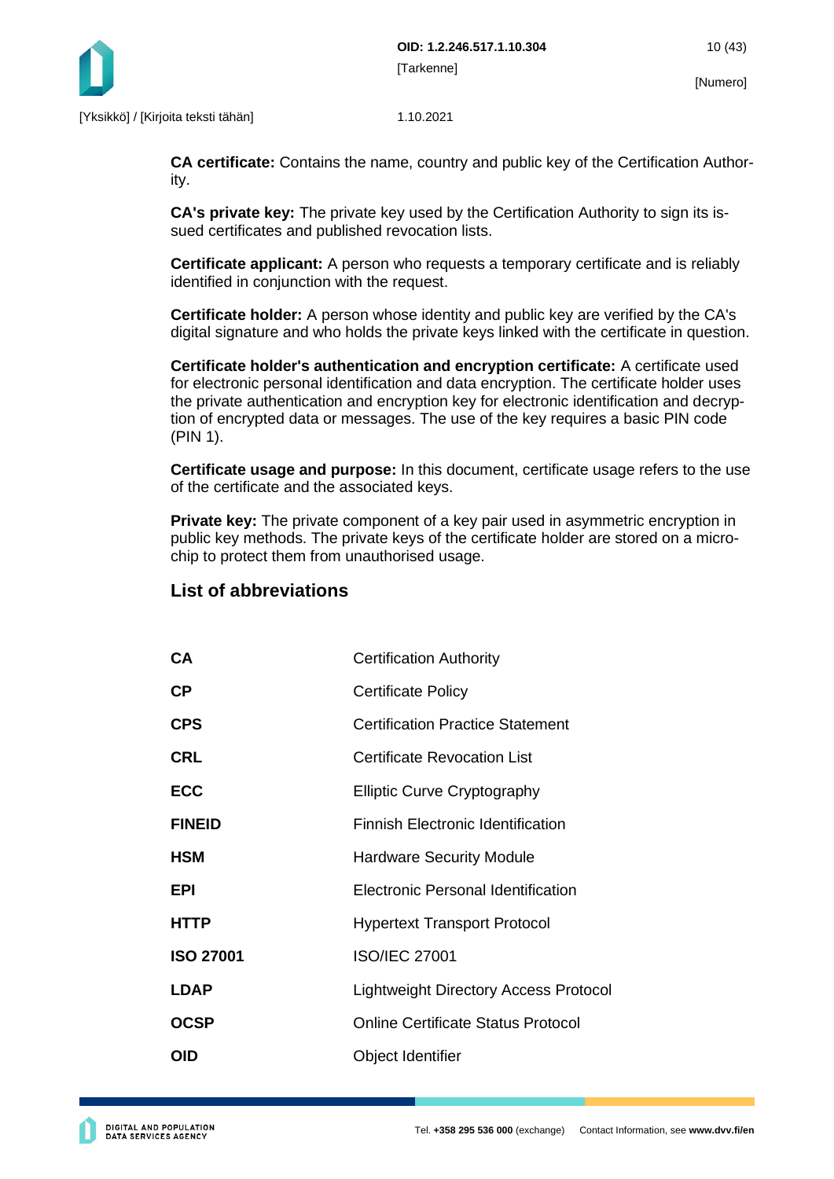**CA certificate:** Contains the name, country and public key of the Certification Authority.

**CA's private key:** The private key used by the Certification Authority to sign its issued certificates and published revocation lists.

**Certificate applicant:** A person who requests a temporary certificate and is reliably identified in conjunction with the request.

**Certificate holder:** A person whose identity and public key are verified by the CA's digital signature and who holds the private keys linked with the certificate in question.

**Certificate holder's authentication and encryption certificate:** A certificate used for electronic personal identification and data encryption. The certificate holder uses the private authentication and encryption key for electronic identification and decryption of encrypted data or messages. The use of the key requires a basic PIN code (PIN 1).

**Certificate usage and purpose:** In this document, certificate usage refers to the use of the certificate and the associated keys.

**Private key:** The private component of a key pair used in asymmetric encryption in public key methods. The private keys of the certificate holder are stored on a microchip to protect them from unauthorised usage.

## List of abbreviations

| | |
|---|---|
| **CA** | Certification Authority |
| **CP** | Certificate Policy |
| **CPS** | Certification Practice Statement |
| **CRL** | Certificate Revocation List |
| **ECC** | Elliptic Curve Cryptography |
| **FINEID** | Finnish Electronic Identification |
| **HSM** | Hardware Security Module |
| **EPI** | Electronic Personal Identification |
| **HTTP** | Hypertext Transport Protocol |
| **ISO 27001** | ISO/IEC 27001 |
| **LDAP** | Lightweight Directory Access Protocol |
| **OCSP** | Online Certificate Status Protocol |
| **OID** | Object Identifier |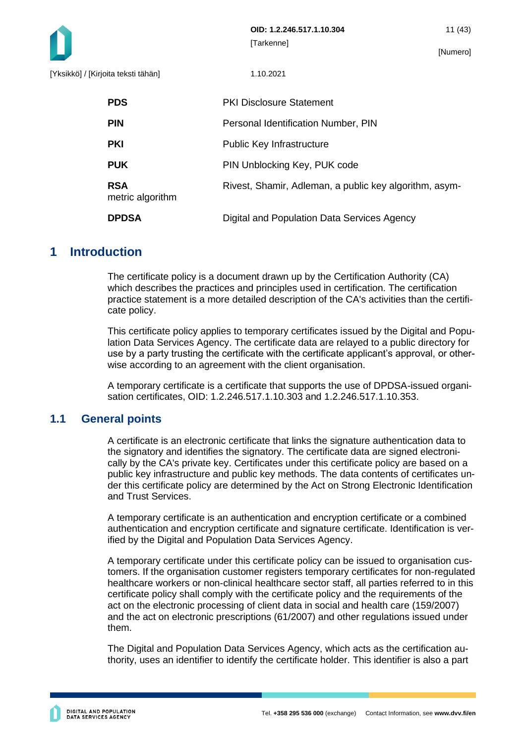| | |
|---|---|
| **PDS** | PKI Disclosure Statement |
| **PIN** | Personal Identification Number, PIN |
| **PKI** | Public Key Infrastructure |
| **PUK** | PIN Unblocking Key, PUK code |
| **RSA** | Rivest, Shamir, Adleman, a public key algorithm, asymmetric algorithm |
| **DPDSA** | Digital and Population Data Services Agency |

# 1 Introduction

The certificate policy is a document drawn up by the Certification Authority (CA) which describes the practices and principles used in certification. The certification practice statement is a more detailed description of the CA's activities than the certificate policy.

This certificate policy applies to temporary certificates issued by the Digital and Population Data Services Agency. The certificate data are relayed to a public directory for use by a party trusting the certificate with the certificate applicant's approval, or otherwise according to an agreement with the client organisation.

A temporary certificate is a certificate that supports the use of DPDSA-issued organisation certificates, OID: 1.2.246.517.1.10.303 and 1.2.246.517.1.10.353.

## 1.1 General points

A certificate is an electronic certificate that links the signature authentication data to the signatory and identifies the signatory. The certificate data are signed electronically by the CA's private key. Certificates under this certificate policy are based on a public key infrastructure and public key methods. The data contents of certificates under this certificate policy are determined by the Act on Strong Electronic Identification and Trust Services.

A temporary certificate is an authentication and encryption certificate or a combined authentication and encryption certificate and signature certificate. Identification is verified by the Digital and Population Data Services Agency.

A temporary certificate under this certificate policy can be issued to organisation customers. If the organisation customer registers temporary certificates for non-regulated healthcare workers or non-clinical healthcare sector staff, all parties referred to in this certificate policy shall comply with the certificate policy and the requirements of the act on the electronic processing of client data in social and health care (159/2007) and the act on electronic prescriptions (61/2007) and other regulations issued under them.

The Digital and Population Data Services Agency, which acts as the certification authority, uses an identifier to identify the certificate holder. This identifier is also a part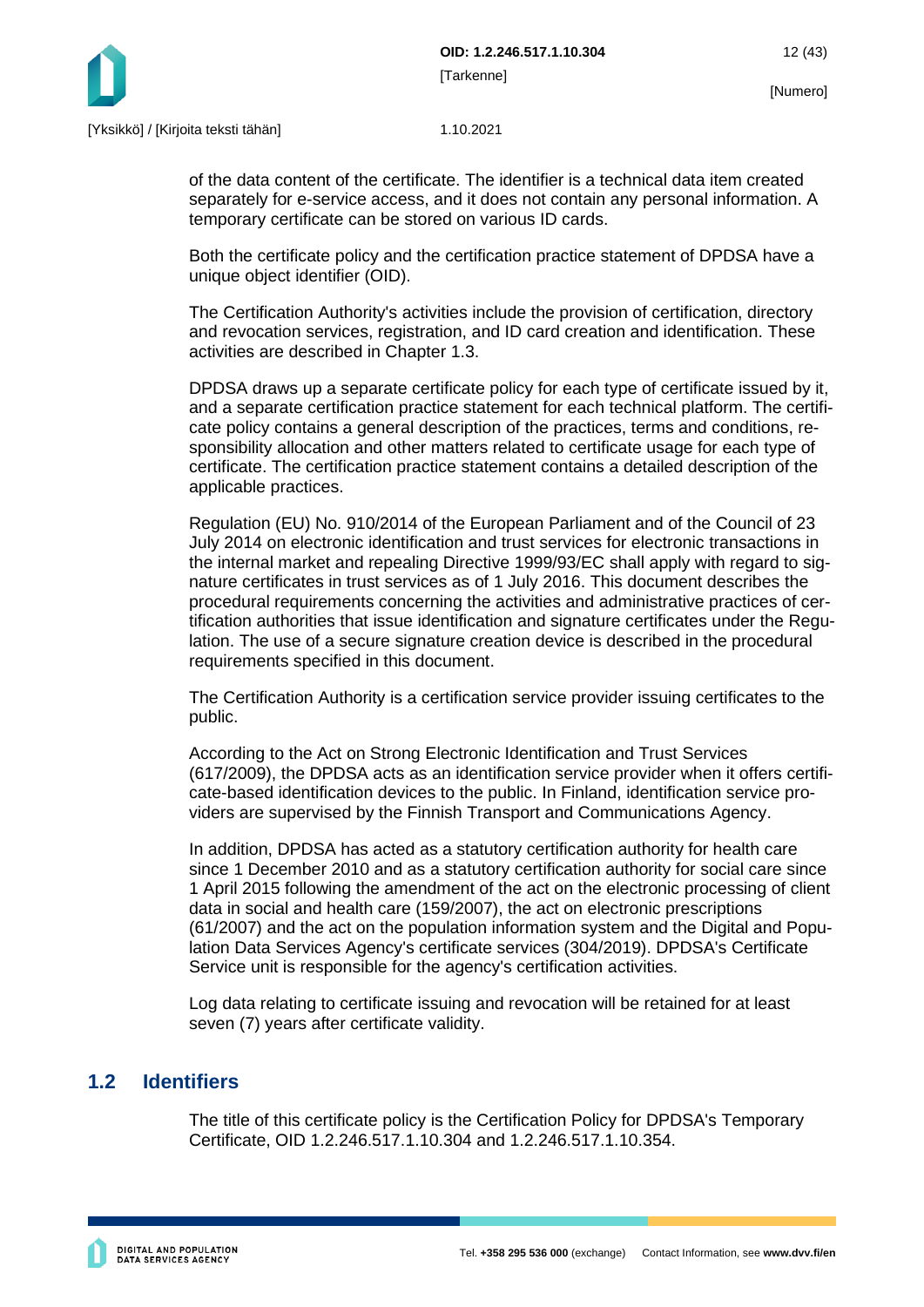of the data content of the certificate. The identifier is a technical data item created separately for e-service access, and it does not contain any personal information. A temporary certificate can be stored on various ID cards.

Both the certificate policy and the certification practice statement of DPDSA have a unique object identifier (OID).

The Certification Authority's activities include the provision of certification, directory and revocation services, registration, and ID card creation and identification. These activities are described in Chapter 1.3.

DPDSA draws up a separate certificate policy for each type of certificate issued by it, and a separate certification practice statement for each technical platform. The certificate policy contains a general description of the practices, terms and conditions, responsibility allocation and other matters related to certificate usage for each type of certificate. The certification practice statement contains a detailed description of the applicable practices.

Regulation (EU) No. 910/2014 of the European Parliament and of the Council of 23 July 2014 on electronic identification and trust services for electronic transactions in the internal market and repealing Directive 1999/93/EC shall apply with regard to signature certificates in trust services as of 1 July 2016. This document describes the procedural requirements concerning the activities and administrative practices of certification authorities that issue identification and signature certificates under the Regulation. The use of a secure signature creation device is described in the procedural requirements specified in this document.

The Certification Authority is a certification service provider issuing certificates to the public.

According to the Act on Strong Electronic Identification and Trust Services (617/2009), the DPDSA acts as an identification service provider when it offers certificate-based identification devices to the public. In Finland, identification service providers are supervised by the Finnish Transport and Communications Agency.

In addition, DPDSA has acted as a statutory certification authority for health care since 1 December 2010 and as a statutory certification authority for social care since 1 April 2015 following the amendment of the act on the electronic processing of client data in social and health care (159/2007), the act on electronic prescriptions (61/2007) and the act on the population information system and the Digital and Population Data Services Agency's certificate services (304/2019). DPDSA's Certificate Service unit is responsible for the agency's certification activities.

Log data relating to certificate issuing and revocation will be retained for at least seven (7) years after certificate validity.

## 1.2 Identifiers

The title of this certificate policy is the Certification Policy for DPDSA's Temporary Certificate, OID 1.2.246.517.1.10.304 and 1.2.246.517.1.10.354.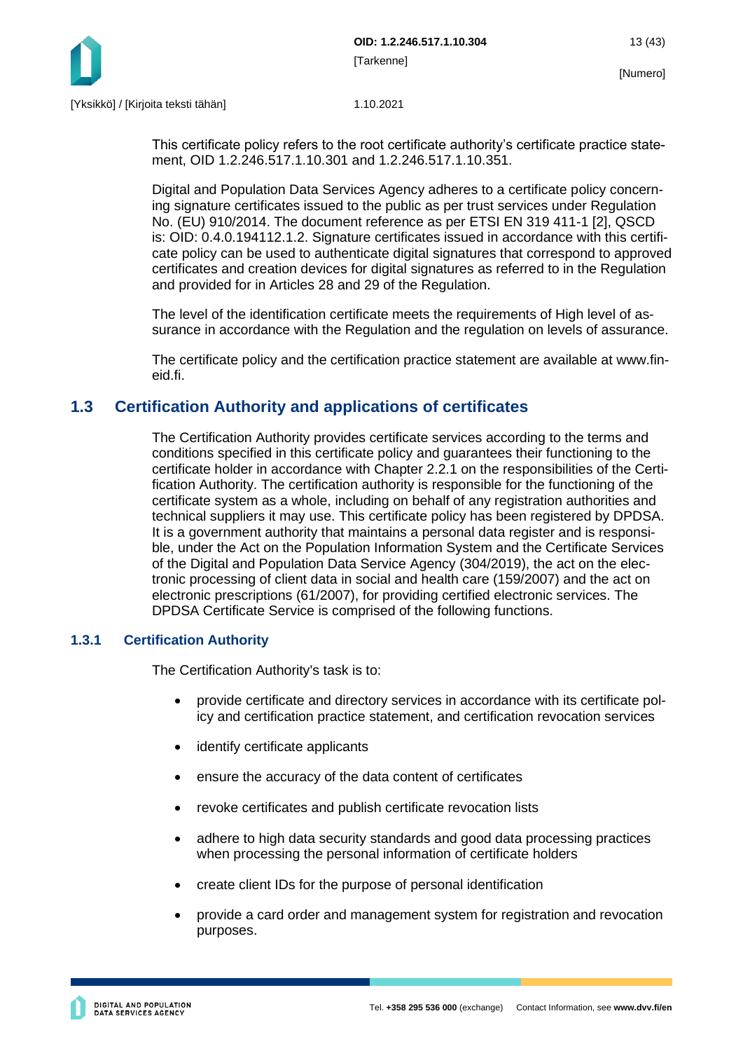This certificate policy refers to the root certificate authority's certificate practice statement, OID 1.2.246.517.1.10.301 and 1.2.246.517.1.10.351.

Digital and Population Data Services Agency adheres to a certificate policy concerning signature certificates issued to the public as per trust services under Regulation No. (EU) 910/2014. The document reference as per ETSI EN 319 411-1 [2], QSCD is: OID: 0.4.0.194112.1.2. Signature certificates issued in accordance with this certificate policy can be used to authenticate digital signatures that correspond to approved certificates and creation devices for digital signatures as referred to in the Regulation and provided for in Articles 28 and 29 of the Regulation.

The level of the identification certificate meets the requirements of High level of assurance in accordance with the Regulation and the regulation on levels of assurance.

The certificate policy and the certification practice statement are available at www.fineid.fi.

## 1.3 Certification Authority and applications of certificates

The Certification Authority provides certificate services according to the terms and conditions specified in this certificate policy and guarantees their functioning to the certificate holder in accordance with Chapter 2.2.1 on the responsibilities of the Certification Authority. The certification authority is responsible for the functioning of the certificate system as a whole, including on behalf of any registration authorities and technical suppliers it may use. This certificate policy has been registered by DPDSA. It is a government authority that maintains a personal data register and is responsible, under the Act on the Population Information System and the Certificate Services of the Digital and Population Data Service Agency (304/2019), the act on the electronic processing of client data in social and health care (159/2007) and the act on electronic prescriptions (61/2007), for providing certified electronic services. The DPDSA Certificate Service is comprised of the following functions.

### 1.3.1 Certification Authority

The Certification Authority's task is to:

- provide certificate and directory services in accordance with its certificate policy and certification practice statement, and certification revocation services
- identify certificate applicants
- ensure the accuracy of the data content of certificates
- revoke certificates and publish certificate revocation lists
- adhere to high data security standards and good data processing practices when processing the personal information of certificate holders
- create client IDs for the purpose of personal identification
- provide a card order and management system for registration and revocation purposes.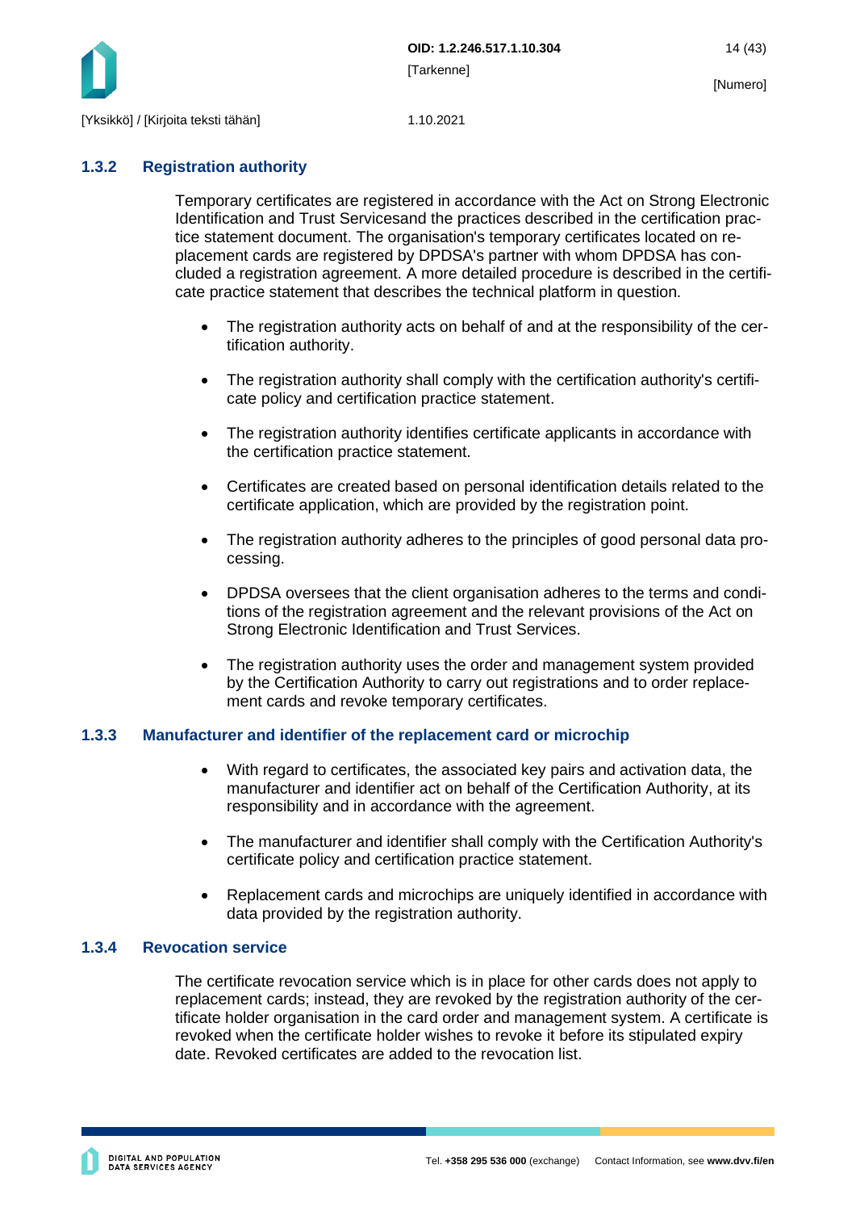### 1.3.2 Registration authority

Temporary certificates are registered in accordance with the Act on Strong Electronic Identification and Trust Servicesand the practices described in the certification practice statement document. The organisation's temporary certificates located on replacement cards are registered by DPDSA's partner with whom DPDSA has concluded a registration agreement. A more detailed procedure is described in the certificate practice statement that describes the technical platform in question.

- The registration authority acts on behalf of and at the responsibility of the certification authority.
- The registration authority shall comply with the certification authority's certificate policy and certification practice statement.
- The registration authority identifies certificate applicants in accordance with the certification practice statement.
- Certificates are created based on personal identification details related to the certificate application, which are provided by the registration point.
- The registration authority adheres to the principles of good personal data processing.
- DPDSA oversees that the client organisation adheres to the terms and conditions of the registration agreement and the relevant provisions of the Act on Strong Electronic Identification and Trust Services.
- The registration authority uses the order and management system provided by the Certification Authority to carry out registrations and to order replacement cards and revoke temporary certificates.

### 1.3.3 Manufacturer and identifier of the replacement card or microchip

- With regard to certificates, the associated key pairs and activation data, the manufacturer and identifier act on behalf of the Certification Authority, at its responsibility and in accordance with the agreement.
- The manufacturer and identifier shall comply with the Certification Authority's certificate policy and certification practice statement.
- Replacement cards and microchips are uniquely identified in accordance with data provided by the registration authority.

### 1.3.4 Revocation service

The certificate revocation service which is in place for other cards does not apply to replacement cards; instead, they are revoked by the registration authority of the certificate holder organisation in the card order and management system. A certificate is revoked when the certificate holder wishes to revoke it before its stipulated expiry date. Revoked certificates are added to the revocation list.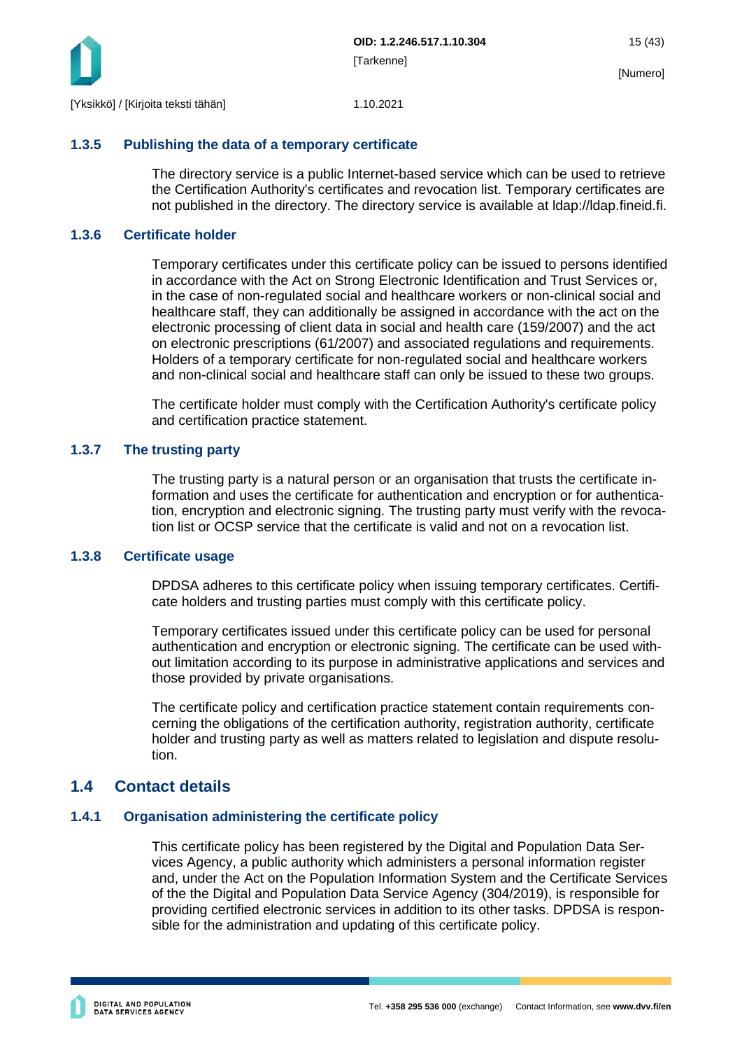### 1.3.5 Publishing the data of a temporary certificate

The directory service is a public Internet-based service which can be used to retrieve the Certification Authority's certificates and revocation list. Temporary certificates are not published in the directory. The directory service is available at ldap://ldap.fineid.fi.

### 1.3.6 Certificate holder

Temporary certificates under this certificate policy can be issued to persons identified in accordance with the Act on Strong Electronic Identification and Trust Services or, in the case of non-regulated social and healthcare workers or non-clinical social and healthcare staff, they can additionally be assigned in accordance with the act on the electronic processing of client data in social and health care (159/2007) and the act on electronic prescriptions (61/2007) and associated regulations and requirements. Holders of a temporary certificate for non-regulated social and healthcare workers and non-clinical social and healthcare staff can only be issued to these two groups.

The certificate holder must comply with the Certification Authority's certificate policy and certification practice statement.

### 1.3.7 The trusting party

The trusting party is a natural person or an organisation that trusts the certificate information and uses the certificate for authentication and encryption or for authentication, encryption and electronic signing. The trusting party must verify with the revocation list or OCSP service that the certificate is valid and not on a revocation list.

### 1.3.8 Certificate usage

DPDSA adheres to this certificate policy when issuing temporary certificates. Certificate holders and trusting parties must comply with this certificate policy.

Temporary certificates issued under this certificate policy can be used for personal authentication and encryption or electronic signing. The certificate can be used without limitation according to its purpose in administrative applications and services and those provided by private organisations.

The certificate policy and certification practice statement contain requirements concerning the obligations of the certification authority, registration authority, certificate holder and trusting party as well as matters related to legislation and dispute resolution.

## 1.4 Contact details

### 1.4.1 Organisation administering the certificate policy

This certificate policy has been registered by the Digital and Population Data Services Agency, a public authority which administers a personal information register and, under the Act on the Population Information System and the Certificate Services of the the Digital and Population Data Service Agency (304/2019), is responsible for providing certified electronic services in addition to its other tasks. DPDSA is responsible for the administration and updating of this certificate policy.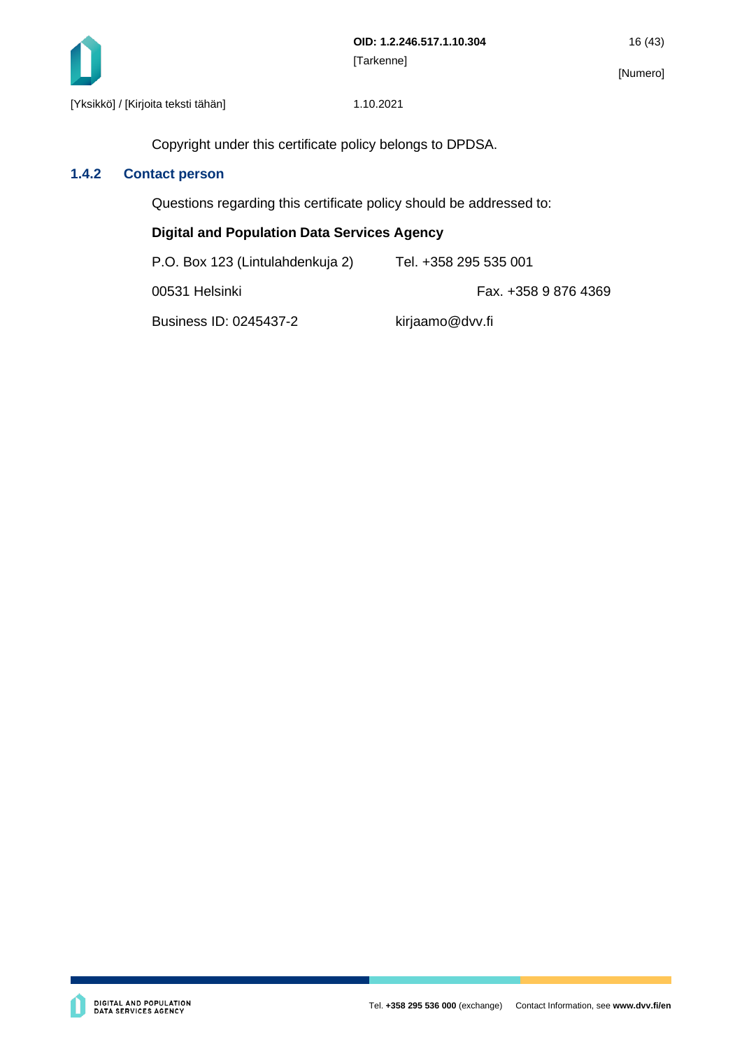Copyright under this certificate policy belongs to DPDSA.

### 1.4.2 Contact person

Questions regarding this certificate policy should be addressed to:

**Digital and Population Data Services Agency**

P.O. Box 123 (Lintulahdenkuja 2) Tel. +358 295 535 001

00531 Helsinki Fax. +358 9 876 4369

Business ID: 0245437-2 kirjaamo@dvv.fi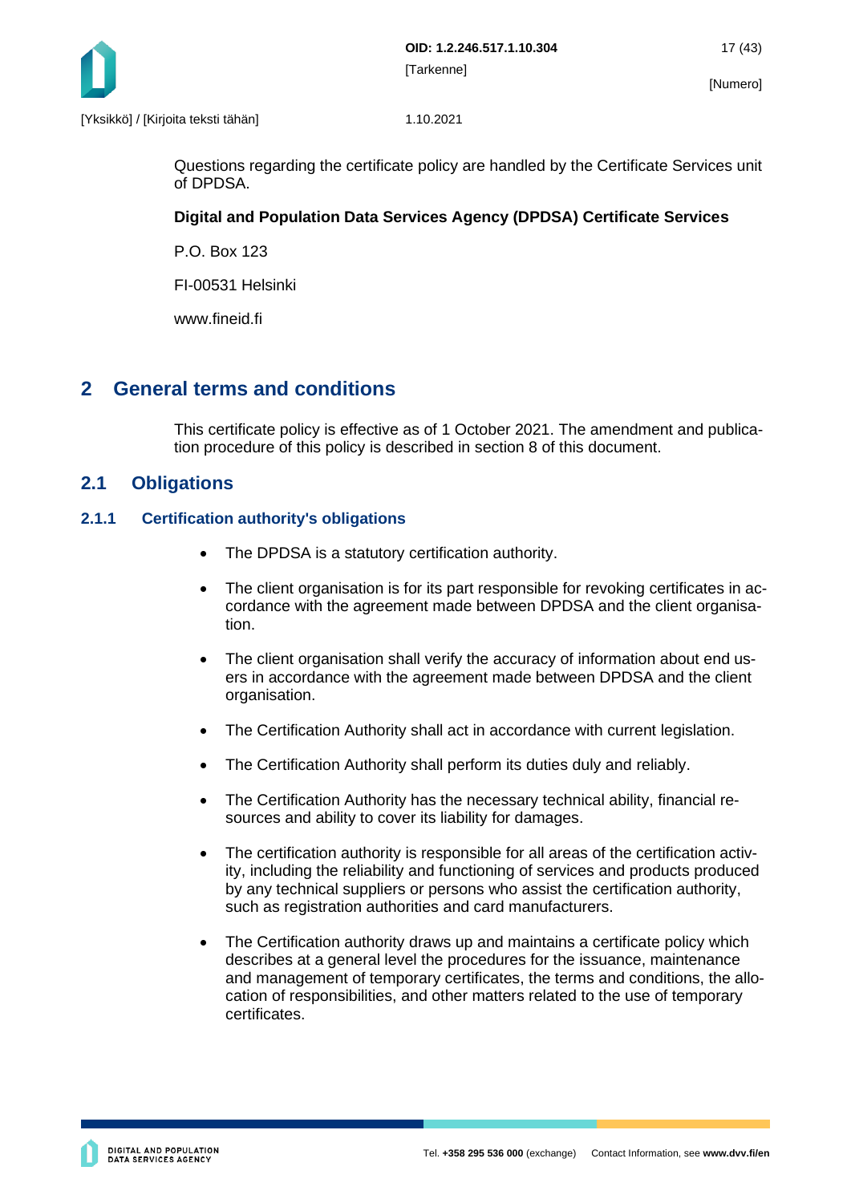Questions regarding the certificate policy are handled by the Certificate Services unit of DPDSA.

**Digital and Population Data Services Agency (DPDSA) Certificate Services**

P.O. Box 123

FI-00531 Helsinki

www.fineid.fi

# 2 General terms and conditions

This certificate policy is effective as of 1 October 2021. The amendment and publication procedure of this policy is described in section 8 of this document.

## 2.1 Obligations

### 2.1.1 Certification authority's obligations

- The DPDSA is a statutory certification authority.
- The client organisation is for its part responsible for revoking certificates in accordance with the agreement made between DPDSA and the client organisation.
- The client organisation shall verify the accuracy of information about end users in accordance with the agreement made between DPDSA and the client organisation.
- The Certification Authority shall act in accordance with current legislation.
- The Certification Authority shall perform its duties duly and reliably.
- The Certification Authority has the necessary technical ability, financial resources and ability to cover its liability for damages.
- The certification authority is responsible for all areas of the certification activity, including the reliability and functioning of services and products produced by any technical suppliers or persons who assist the certification authority, such as registration authorities and card manufacturers.
- The Certification authority draws up and maintains a certificate policy which describes at a general level the procedures for the issuance, maintenance and management of temporary certificates, the terms and conditions, the allocation of responsibilities, and other matters related to the use of temporary certificates.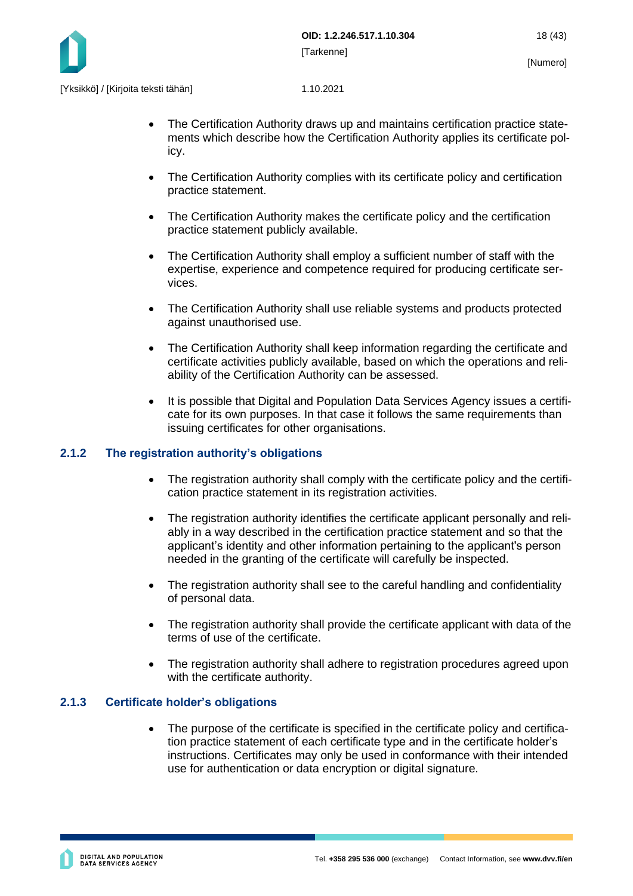- The Certification Authority draws up and maintains certification practice statements which describe how the Certification Authority applies its certificate policy.
- The Certification Authority complies with its certificate policy and certification practice statement.
- The Certification Authority makes the certificate policy and the certification practice statement publicly available.
- The Certification Authority shall employ a sufficient number of staff with the expertise, experience and competence required for producing certificate services.
- The Certification Authority shall use reliable systems and products protected against unauthorised use.
- The Certification Authority shall keep information regarding the certificate and certificate activities publicly available, based on which the operations and reliability of the Certification Authority can be assessed.
- It is possible that Digital and Population Data Services Agency issues a certificate for its own purposes. In that case it follows the same requirements than issuing certificates for other organisations.

### 2.1.2 The registration authority's obligations

- The registration authority shall comply with the certificate policy and the certification practice statement in its registration activities.
- The registration authority identifies the certificate applicant personally and reliably in a way described in the certification practice statement and so that the applicant's identity and other information pertaining to the applicant's person needed in the granting of the certificate will carefully be inspected.
- The registration authority shall see to the careful handling and confidentiality of personal data.
- The registration authority shall provide the certificate applicant with data of the terms of use of the certificate.
- The registration authority shall adhere to registration procedures agreed upon with the certificate authority.

### 2.1.3 Certificate holder's obligations

- The purpose of the certificate is specified in the certificate policy and certification practice statement of each certificate type and in the certificate holder's instructions. Certificates may only be used in conformance with their intended use for authentication or data encryption or digital signature.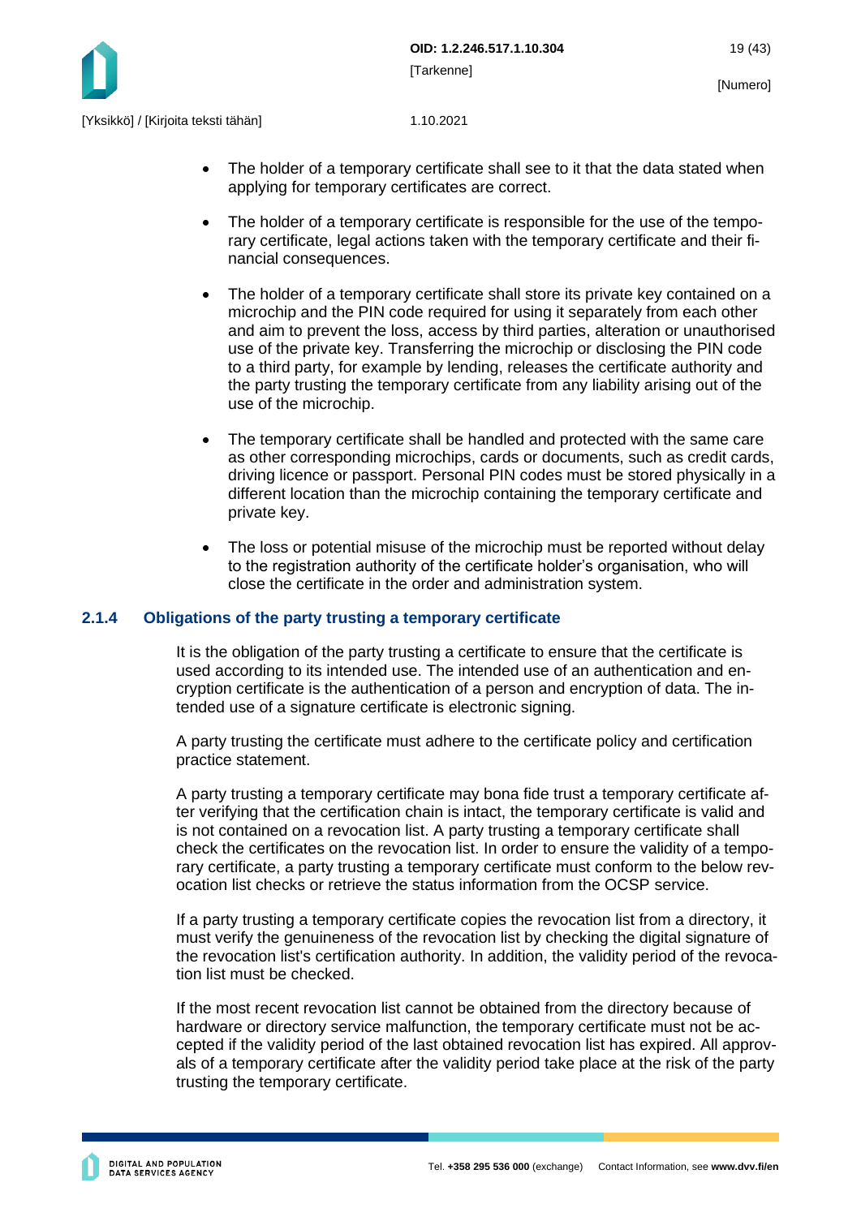- The holder of a temporary certificate shall see to it that the data stated when applying for temporary certificates are correct.

- The holder of a temporary certificate is responsible for the use of the temporary certificate, legal actions taken with the temporary certificate and their financial consequences.

- The holder of a temporary certificate shall store its private key contained on a microchip and the PIN code required for using it separately from each other and aim to prevent the loss, access by third parties, alteration or unauthorised use of the private key. Transferring the microchip or disclosing the PIN code to a third party, for example by lending, releases the certificate authority and the party trusting the temporary certificate from any liability arising out of the use of the microchip.

- The temporary certificate shall be handled and protected with the same care as other corresponding microchips, cards or documents, such as credit cards, driving licence or passport. Personal PIN codes must be stored physically in a different location than the microchip containing the temporary certificate and private key.

- The loss or potential misuse of the microchip must be reported without delay to the registration authority of the certificate holder's organisation, who will close the certificate in the order and administration system.

### 2.1.4 Obligations of the party trusting a temporary certificate

It is the obligation of the party trusting a certificate to ensure that the certificate is used according to its intended use. The intended use of an authentication and encryption certificate is the authentication of a person and encryption of data. The intended use of a signature certificate is electronic signing.

A party trusting the certificate must adhere to the certificate policy and certification practice statement.

A party trusting a temporary certificate may bona fide trust a temporary certificate after verifying that the certification chain is intact, the temporary certificate is valid and is not contained on a revocation list. A party trusting a temporary certificate shall check the certificates on the revocation list. In order to ensure the validity of a temporary certificate, a party trusting a temporary certificate must conform to the below revocation list checks or retrieve the status information from the OCSP service.

If a party trusting a temporary certificate copies the revocation list from a directory, it must verify the genuineness of the revocation list by checking the digital signature of the revocation list's certification authority. In addition, the validity period of the revocation list must be checked.

If the most recent revocation list cannot be obtained from the directory because of hardware or directory service malfunction, the temporary certificate must not be accepted if the validity period of the last obtained revocation list has expired. All approvals of a temporary certificate after the validity period take place at the risk of the party trusting the temporary certificate.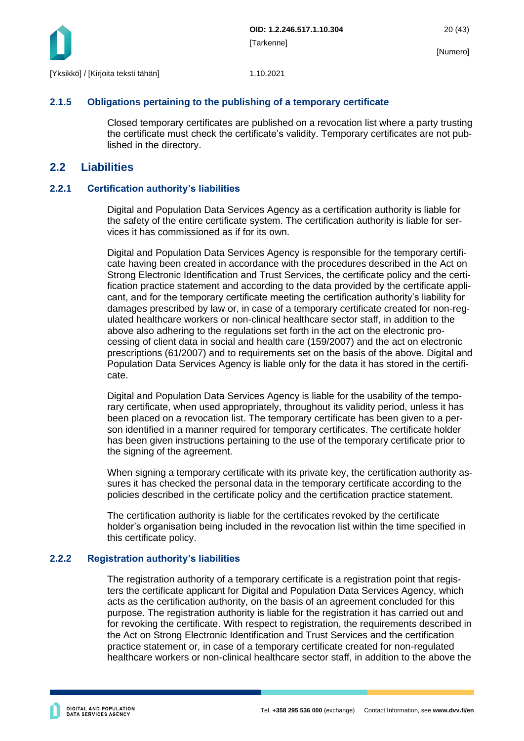### 2.1.5 Obligations pertaining to the publishing of a temporary certificate

Closed temporary certificates are published on a revocation list where a party trusting the certificate must check the certificate's validity. Temporary certificates are not published in the directory.

## 2.2 Liabilities

### 2.2.1 Certification authority's liabilities

Digital and Population Data Services Agency as a certification authority is liable for the safety of the entire certificate system. The certification authority is liable for services it has commissioned as if for its own.

Digital and Population Data Services Agency is responsible for the temporary certificate having been created in accordance with the procedures described in the Act on Strong Electronic Identification and Trust Services, the certificate policy and the certification practice statement and according to the data provided by the certificate applicant, and for the temporary certificate meeting the certification authority's liability for damages prescribed by law or, in case of a temporary certificate created for non-regulated healthcare workers or non-clinical healthcare sector staff, in addition to the above also adhering to the regulations set forth in the act on the electronic processing of client data in social and health care (159/2007) and the act on electronic prescriptions (61/2007) and to requirements set on the basis of the above. Digital and Population Data Services Agency is liable only for the data it has stored in the certificate.

Digital and Population Data Services Agency is liable for the usability of the temporary certificate, when used appropriately, throughout its validity period, unless it has been placed on a revocation list. The temporary certificate has been given to a person identified in a manner required for temporary certificates. The certificate holder has been given instructions pertaining to the use of the temporary certificate prior to the signing of the agreement.

When signing a temporary certificate with its private key, the certification authority assures it has checked the personal data in the temporary certificate according to the policies described in the certificate policy and the certification practice statement.

The certification authority is liable for the certificates revoked by the certificate holder's organisation being included in the revocation list within the time specified in this certificate policy.

### 2.2.2 Registration authority's liabilities

The registration authority of a temporary certificate is a registration point that registers the certificate applicant for Digital and Population Data Services Agency, which acts as the certification authority, on the basis of an agreement concluded for this purpose. The registration authority is liable for the registration it has carried out and for revoking the certificate. With respect to registration, the requirements described in the Act on Strong Electronic Identification and Trust Services and the certification practice statement or, in case of a temporary certificate created for non-regulated healthcare workers or non-clinical healthcare sector staff, in addition to the above the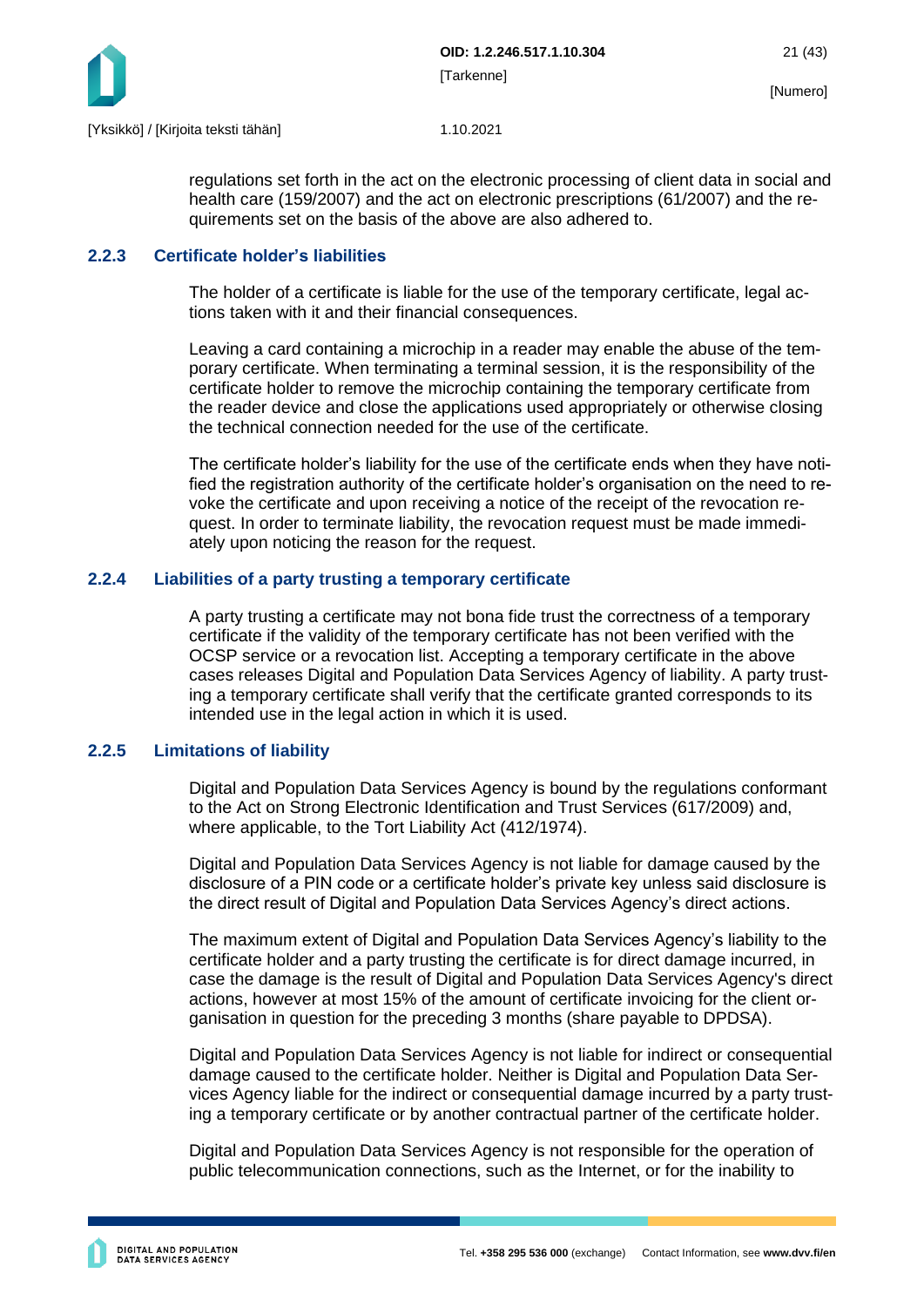regulations set forth in the act on the electronic processing of client data in social and health care (159/2007) and the act on electronic prescriptions (61/2007) and the requirements set on the basis of the above are also adhered to.

### 2.2.3 Certificate holder's liabilities

The holder of a certificate is liable for the use of the temporary certificate, legal actions taken with it and their financial consequences.

Leaving a card containing a microchip in a reader may enable the abuse of the temporary certificate. When terminating a terminal session, it is the responsibility of the certificate holder to remove the microchip containing the temporary certificate from the reader device and close the applications used appropriately or otherwise closing the technical connection needed for the use of the certificate.

The certificate holder's liability for the use of the certificate ends when they have notified the registration authority of the certificate holder's organisation on the need to revoke the certificate and upon receiving a notice of the receipt of the revocation request. In order to terminate liability, the revocation request must be made immediately upon noticing the reason for the request.

### 2.2.4 Liabilities of a party trusting a temporary certificate

A party trusting a certificate may not bona fide trust the correctness of a temporary certificate if the validity of the temporary certificate has not been verified with the OCSP service or a revocation list. Accepting a temporary certificate in the above cases releases Digital and Population Data Services Agency of liability. A party trusting a temporary certificate shall verify that the certificate granted corresponds to its intended use in the legal action in which it is used.

### 2.2.5 Limitations of liability

Digital and Population Data Services Agency is bound by the regulations conformant to the Act on Strong Electronic Identification and Trust Services (617/2009) and, where applicable, to the Tort Liability Act (412/1974).

Digital and Population Data Services Agency is not liable for damage caused by the disclosure of a PIN code or a certificate holder's private key unless said disclosure is the direct result of Digital and Population Data Services Agency's direct actions.

The maximum extent of Digital and Population Data Services Agency's liability to the certificate holder and a party trusting the certificate is for direct damage incurred, in case the damage is the result of Digital and Population Data Services Agency's direct actions, however at most 15% of the amount of certificate invoicing for the client organisation in question for the preceding 3 months (share payable to DPDSA).

Digital and Population Data Services Agency is not liable for indirect or consequential damage caused to the certificate holder. Neither is Digital and Population Data Services Agency liable for the indirect or consequential damage incurred by a party trusting a temporary certificate or by another contractual partner of the certificate holder.

Digital and Population Data Services Agency is not responsible for the operation of public telecommunication connections, such as the Internet, or for the inability to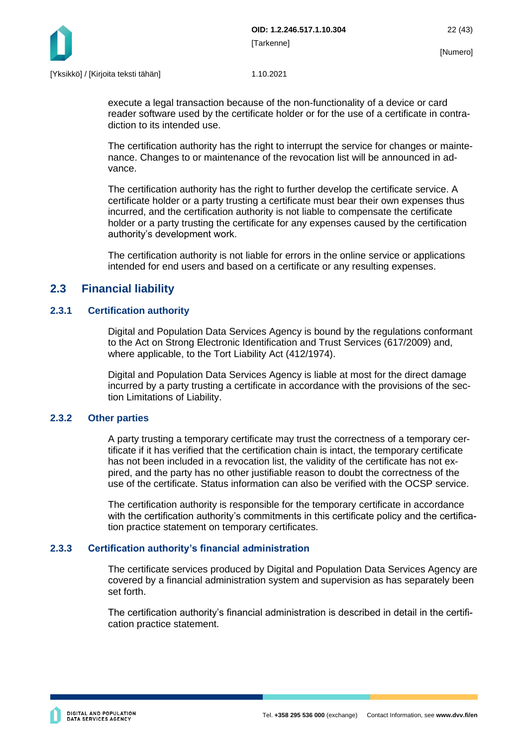execute a legal transaction because of the non-functionality of a device or card reader software used by the certificate holder or for the use of a certificate in contradiction to its intended use.

The certification authority has the right to interrupt the service for changes or maintenance. Changes to or maintenance of the revocation list will be announced in advance.

The certification authority has the right to further develop the certificate service. A certificate holder or a party trusting a certificate must bear their own expenses thus incurred, and the certification authority is not liable to compensate the certificate holder or a party trusting the certificate for any expenses caused by the certification authority's development work.

The certification authority is not liable for errors in the online service or applications intended for end users and based on a certificate or any resulting expenses.

## 2.3 Financial liability

### 2.3.1 Certification authority

Digital and Population Data Services Agency is bound by the regulations conformant to the Act on Strong Electronic Identification and Trust Services (617/2009) and, where applicable, to the Tort Liability Act (412/1974).

Digital and Population Data Services Agency is liable at most for the direct damage incurred by a party trusting a certificate in accordance with the provisions of the section Limitations of Liability.

### 2.3.2 Other parties

A party trusting a temporary certificate may trust the correctness of a temporary certificate if it has verified that the certification chain is intact, the temporary certificate has not been included in a revocation list, the validity of the certificate has not expired, and the party has no other justifiable reason to doubt the correctness of the use of the certificate. Status information can also be verified with the OCSP service.

The certification authority is responsible for the temporary certificate in accordance with the certification authority's commitments in this certificate policy and the certification practice statement on temporary certificates.

### 2.3.3 Certification authority's financial administration

The certificate services produced by Digital and Population Data Services Agency are covered by a financial administration system and supervision as has separately been set forth.

The certification authority's financial administration is described in detail in the certification practice statement.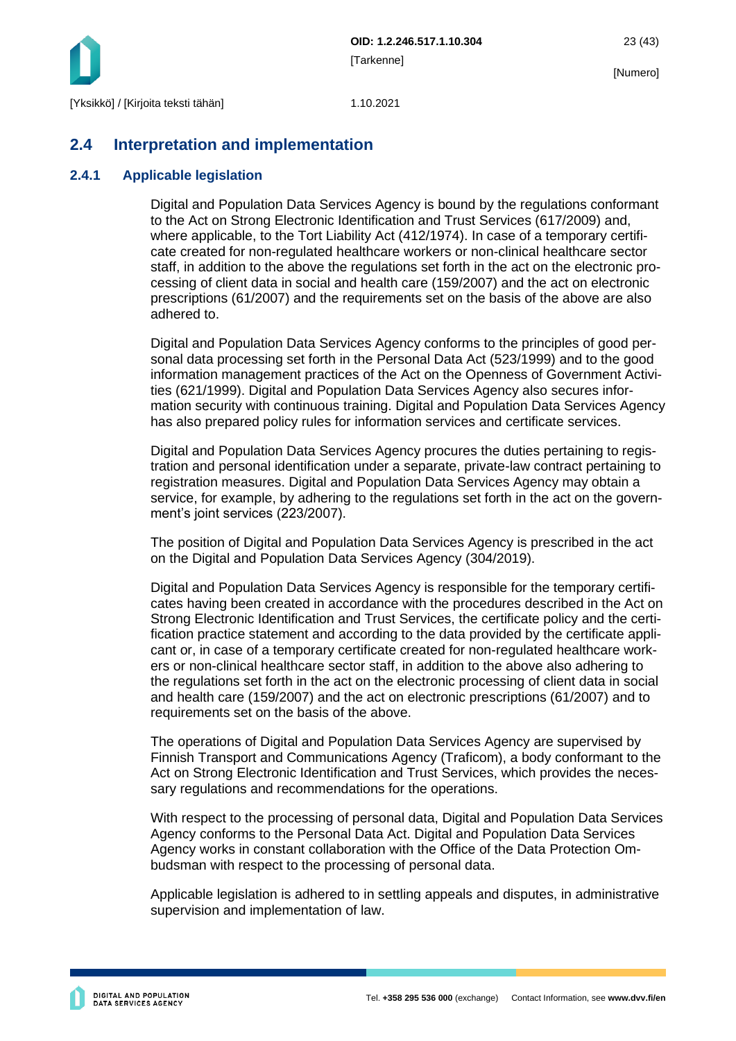## 2.4 Interpretation and implementation

### 2.4.1 Applicable legislation

Digital and Population Data Services Agency is bound by the regulations conformant to the Act on Strong Electronic Identification and Trust Services (617/2009) and, where applicable, to the Tort Liability Act (412/1974). In case of a temporary certificate created for non-regulated healthcare workers or non-clinical healthcare sector staff, in addition to the above the regulations set forth in the act on the electronic processing of client data in social and health care (159/2007) and the act on electronic prescriptions (61/2007) and the requirements set on the basis of the above are also adhered to.

Digital and Population Data Services Agency conforms to the principles of good personal data processing set forth in the Personal Data Act (523/1999) and to the good information management practices of the Act on the Openness of Government Activities (621/1999). Digital and Population Data Services Agency also secures information security with continuous training. Digital and Population Data Services Agency has also prepared policy rules for information services and certificate services.

Digital and Population Data Services Agency procures the duties pertaining to registration and personal identification under a separate, private-law contract pertaining to registration measures. Digital and Population Data Services Agency may obtain a service, for example, by adhering to the regulations set forth in the act on the government's joint services (223/2007).

The position of Digital and Population Data Services Agency is prescribed in the act on the Digital and Population Data Services Agency (304/2019).

Digital and Population Data Services Agency is responsible for the temporary certificates having been created in accordance with the procedures described in the Act on Strong Electronic Identification and Trust Services, the certificate policy and the certification practice statement and according to the data provided by the certificate applicant or, in case of a temporary certificate created for non-regulated healthcare workers or non-clinical healthcare sector staff, in addition to the above also adhering to the regulations set forth in the act on the electronic processing of client data in social and health care (159/2007) and the act on electronic prescriptions (61/2007) and to requirements set on the basis of the above.

The operations of Digital and Population Data Services Agency are supervised by Finnish Transport and Communications Agency (Traficom), a body conformant to the Act on Strong Electronic Identification and Trust Services, which provides the necessary regulations and recommendations for the operations.

With respect to the processing of personal data, Digital and Population Data Services Agency conforms to the Personal Data Act. Digital and Population Data Services Agency works in constant collaboration with the Office of the Data Protection Ombudsman with respect to the processing of personal data.

Applicable legislation is adhered to in settling appeals and disputes, in administrative supervision and implementation of law.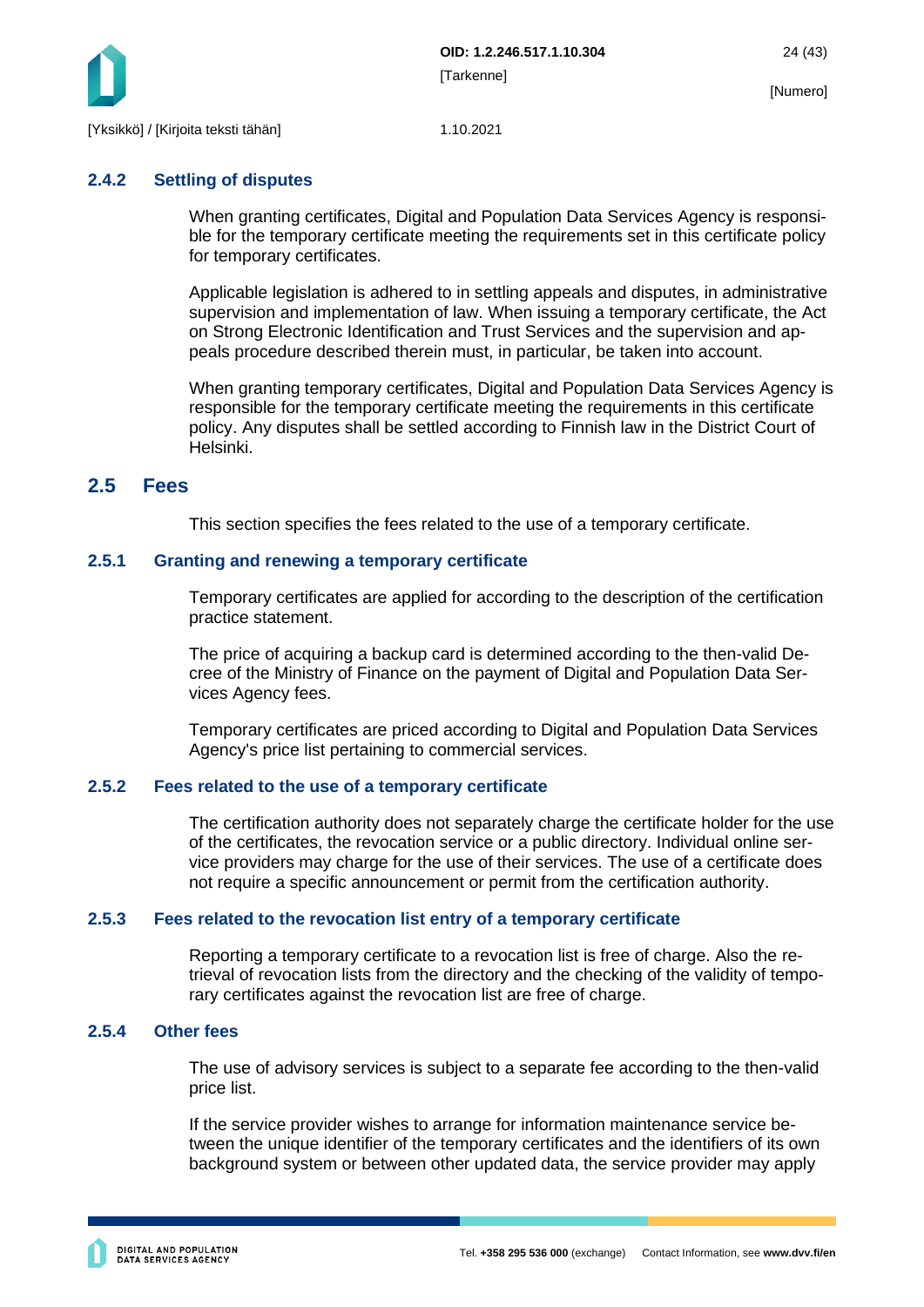### 2.4.2 Settling of disputes

When granting certificates, Digital and Population Data Services Agency is responsible for the temporary certificate meeting the requirements set in this certificate policy for temporary certificates.

Applicable legislation is adhered to in settling appeals and disputes, in administrative supervision and implementation of law. When issuing a temporary certificate, the Act on Strong Electronic Identification and Trust Services and the supervision and appeals procedure described therein must, in particular, be taken into account.

When granting temporary certificates, Digital and Population Data Services Agency is responsible for the temporary certificate meeting the requirements in this certificate policy. Any disputes shall be settled according to Finnish law in the District Court of Helsinki.

## 2.5 Fees

This section specifies the fees related to the use of a temporary certificate.

### 2.5.1 Granting and renewing a temporary certificate

Temporary certificates are applied for according to the description of the certification practice statement.

The price of acquiring a backup card is determined according to the then-valid Decree of the Ministry of Finance on the payment of Digital and Population Data Services Agency fees.

Temporary certificates are priced according to Digital and Population Data Services Agency's price list pertaining to commercial services.

### 2.5.2 Fees related to the use of a temporary certificate

The certification authority does not separately charge the certificate holder for the use of the certificates, the revocation service or a public directory. Individual online service providers may charge for the use of their services. The use of a certificate does not require a specific announcement or permit from the certification authority.

### 2.5.3 Fees related to the revocation list entry of a temporary certificate

Reporting a temporary certificate to a revocation list is free of charge. Also the retrieval of revocation lists from the directory and the checking of the validity of temporary certificates against the revocation list are free of charge.

### 2.5.4 Other fees

The use of advisory services is subject to a separate fee according to the then-valid price list.

If the service provider wishes to arrange for information maintenance service between the unique identifier of the temporary certificates and the identifiers of its own background system or between other updated data, the service provider may apply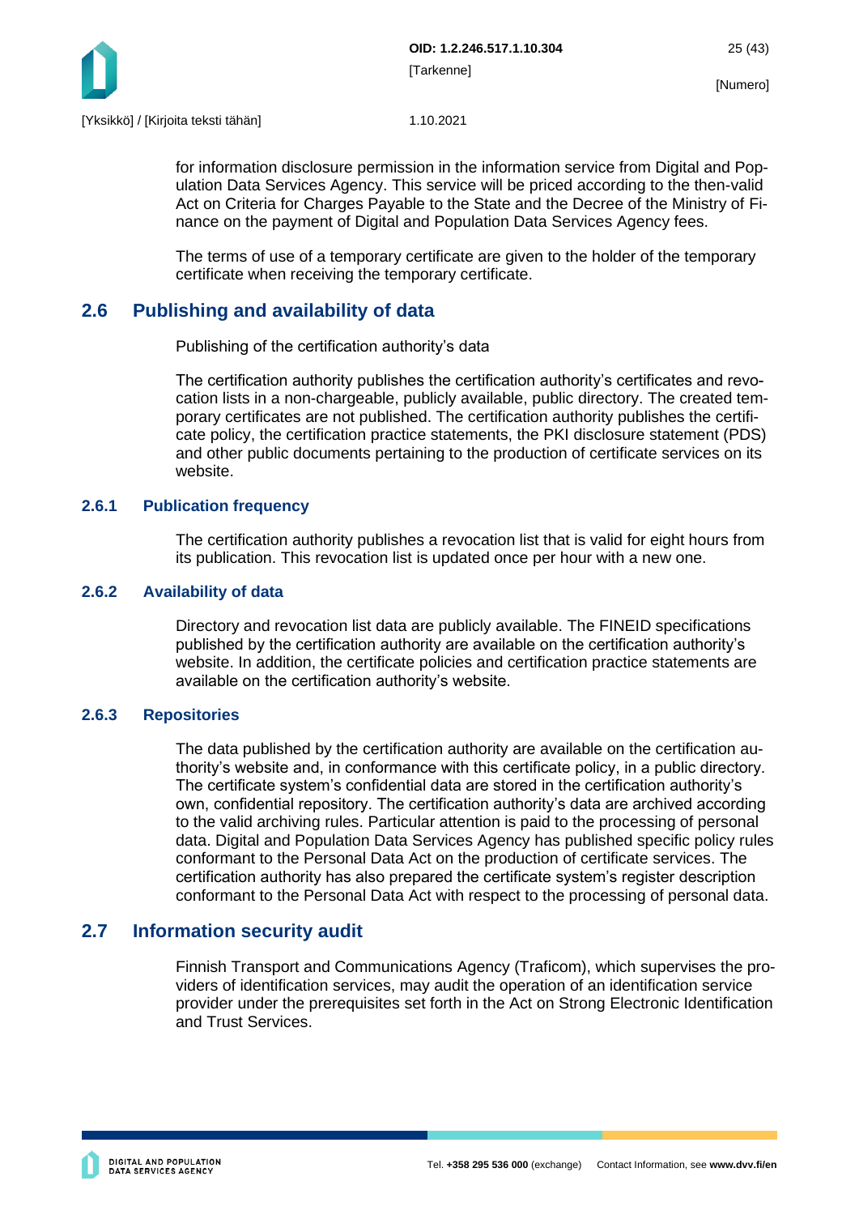for information disclosure permission in the information service from Digital and Population Data Services Agency. This service will be priced according to the then-valid Act on Criteria for Charges Payable to the State and the Decree of the Ministry of Finance on the payment of Digital and Population Data Services Agency fees.

The terms of use of a temporary certificate are given to the holder of the temporary certificate when receiving the temporary certificate.

## 2.6 Publishing and availability of data

Publishing of the certification authority's data

The certification authority publishes the certification authority's certificates and revocation lists in a non-chargeable, publicly available, public directory. The created temporary certificates are not published. The certification authority publishes the certificate policy, the certification practice statements, the PKI disclosure statement (PDS) and other public documents pertaining to the production of certificate services on its website.

### 2.6.1 Publication frequency

The certification authority publishes a revocation list that is valid for eight hours from its publication. This revocation list is updated once per hour with a new one.

### 2.6.2 Availability of data

Directory and revocation list data are publicly available. The FINEID specifications published by the certification authority are available on the certification authority's website. In addition, the certificate policies and certification practice statements are available on the certification authority's website.

### 2.6.3 Repositories

The data published by the certification authority are available on the certification authority's website and, in conformance with this certificate policy, in a public directory. The certificate system's confidential data are stored in the certification authority's own, confidential repository. The certification authority's data are archived according to the valid archiving rules. Particular attention is paid to the processing of personal data. Digital and Population Data Services Agency has published specific policy rules conformant to the Personal Data Act on the production of certificate services. The certification authority has also prepared the certificate system's register description conformant to the Personal Data Act with respect to the processing of personal data.

## 2.7 Information security audit

Finnish Transport and Communications Agency (Traficom), which supervises the providers of identification services, may audit the operation of an identification service provider under the prerequisites set forth in the Act on Strong Electronic Identification and Trust Services.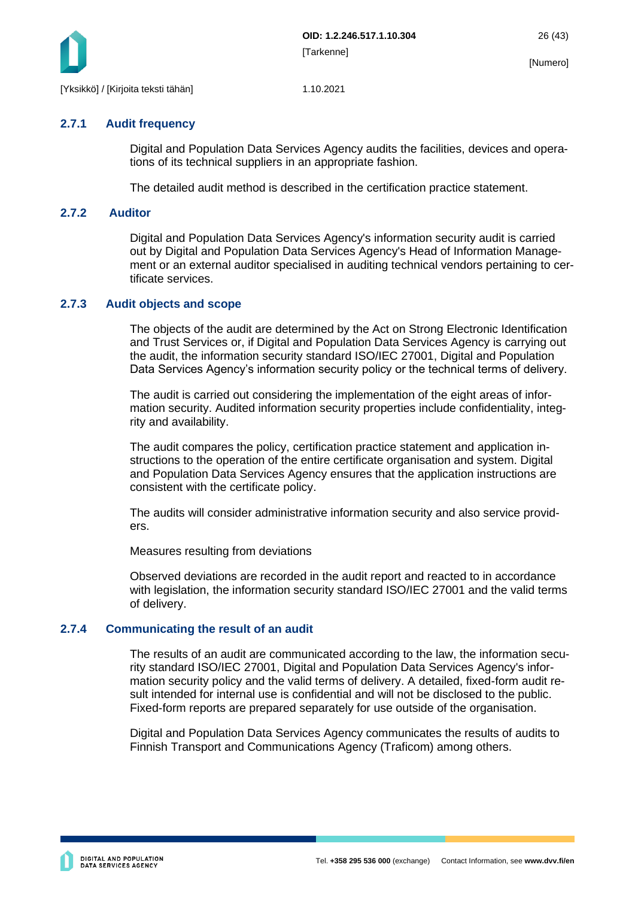### 2.7.1 Audit frequency

Digital and Population Data Services Agency audits the facilities, devices and operations of its technical suppliers in an appropriate fashion.

The detailed audit method is described in the certification practice statement.

### 2.7.2 Auditor

Digital and Population Data Services Agency's information security audit is carried out by Digital and Population Data Services Agency's Head of Information Management or an external auditor specialised in auditing technical vendors pertaining to certificate services.

### 2.7.3 Audit objects and scope

The objects of the audit are determined by the Act on Strong Electronic Identification and Trust Services or, if Digital and Population Data Services Agency is carrying out the audit, the information security standard ISO/IEC 27001, Digital and Population Data Services Agency's information security policy or the technical terms of delivery.

The audit is carried out considering the implementation of the eight areas of information security. Audited information security properties include confidentiality, integrity and availability.

The audit compares the policy, certification practice statement and application instructions to the operation of the entire certificate organisation and system. Digital and Population Data Services Agency ensures that the application instructions are consistent with the certificate policy.

The audits will consider administrative information security and also service providers.

Measures resulting from deviations

Observed deviations are recorded in the audit report and reacted to in accordance with legislation, the information security standard ISO/IEC 27001 and the valid terms of delivery.

### 2.7.4 Communicating the result of an audit

The results of an audit are communicated according to the law, the information security standard ISO/IEC 27001, Digital and Population Data Services Agency's information security policy and the valid terms of delivery. A detailed, fixed-form audit result intended for internal use is confidential and will not be disclosed to the public. Fixed-form reports are prepared separately for use outside of the organisation.

Digital and Population Data Services Agency communicates the results of audits to Finnish Transport and Communications Agency (Traficom) among others.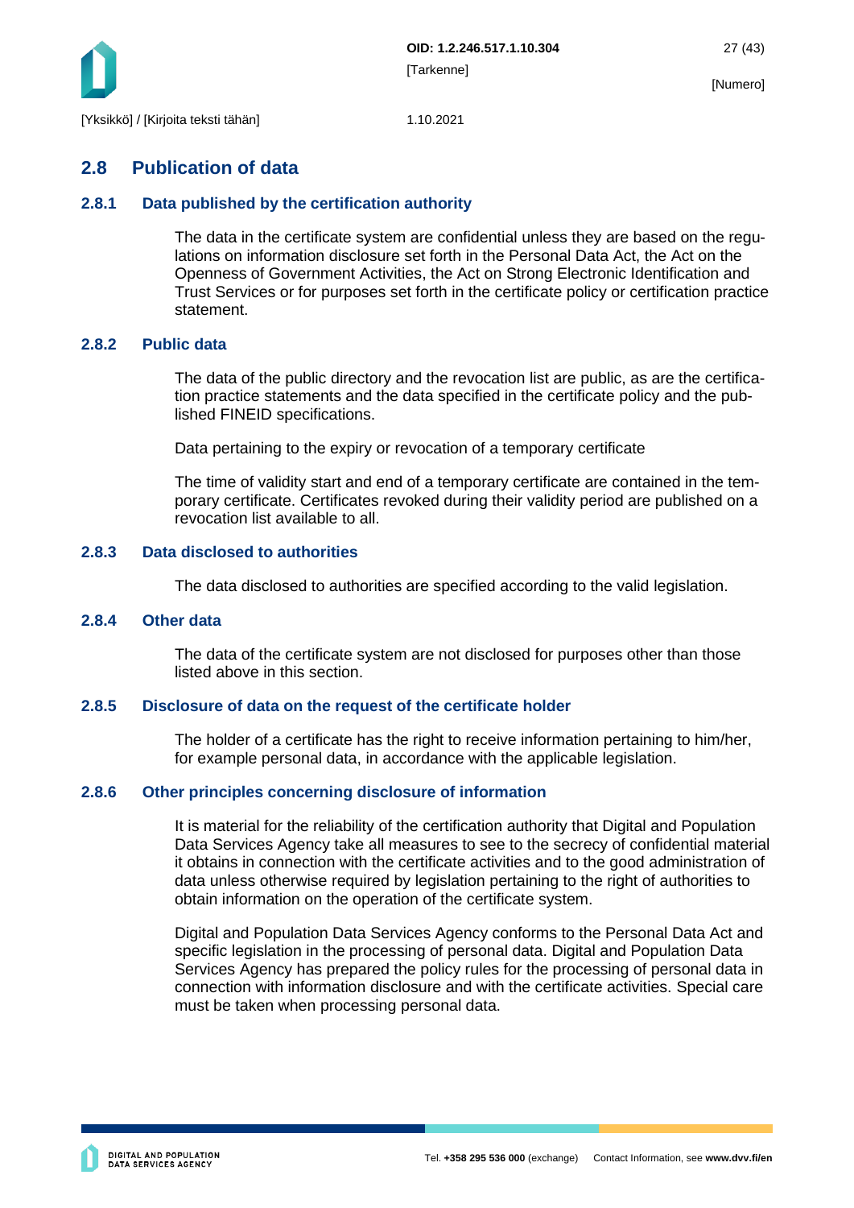## 2.8 Publication of data

### 2.8.1 Data published by the certification authority

The data in the certificate system are confidential unless they are based on the regulations on information disclosure set forth in the Personal Data Act, the Act on the Openness of Government Activities, the Act on Strong Electronic Identification and Trust Services or for purposes set forth in the certificate policy or certification practice statement.

### 2.8.2 Public data

The data of the public directory and the revocation list are public, as are the certification practice statements and the data specified in the certificate policy and the published FINEID specifications.

Data pertaining to the expiry or revocation of a temporary certificate

The time of validity start and end of a temporary certificate are contained in the temporary certificate. Certificates revoked during their validity period are published on a revocation list available to all.

### 2.8.3 Data disclosed to authorities

The data disclosed to authorities are specified according to the valid legislation.

### 2.8.4 Other data

The data of the certificate system are not disclosed for purposes other than those listed above in this section.

### 2.8.5 Disclosure of data on the request of the certificate holder

The holder of a certificate has the right to receive information pertaining to him/her, for example personal data, in accordance with the applicable legislation.

### 2.8.6 Other principles concerning disclosure of information

It is material for the reliability of the certification authority that Digital and Population Data Services Agency take all measures to see to the secrecy of confidential material it obtains in connection with the certificate activities and to the good administration of data unless otherwise required by legislation pertaining to the right of authorities to obtain information on the operation of the certificate system.

Digital and Population Data Services Agency conforms to the Personal Data Act and specific legislation in the processing of personal data. Digital and Population Data Services Agency has prepared the policy rules for the processing of personal data in connection with information disclosure and with the certificate activities. Special care must be taken when processing personal data.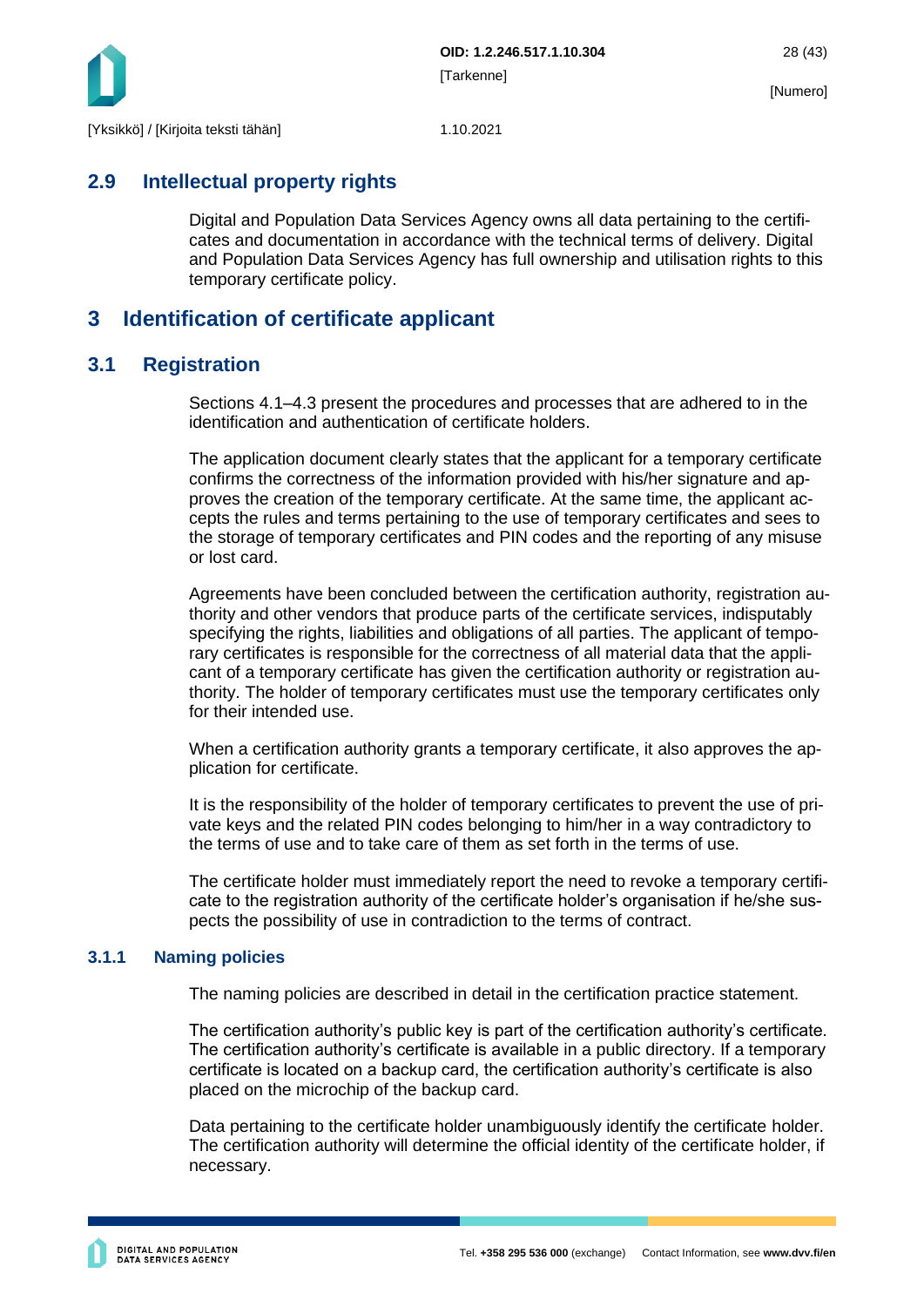## 2.9 Intellectual property rights

Digital and Population Data Services Agency owns all data pertaining to the certificates and documentation in accordance with the technical terms of delivery. Digital and Population Data Services Agency has full ownership and utilisation rights to this temporary certificate policy.

# 3 Identification of certificate applicant

## 3.1 Registration

Sections 4.1–4.3 present the procedures and processes that are adhered to in the identification and authentication of certificate holders.

The application document clearly states that the applicant for a temporary certificate confirms the correctness of the information provided with his/her signature and approves the creation of the temporary certificate. At the same time, the applicant accepts the rules and terms pertaining to the use of temporary certificates and sees to the storage of temporary certificates and PIN codes and the reporting of any misuse or lost card.

Agreements have been concluded between the certification authority, registration authority and other vendors that produce parts of the certificate services, indisputably specifying the rights, liabilities and obligations of all parties. The applicant of temporary certificates is responsible for the correctness of all material data that the applicant of a temporary certificate has given the certification authority or registration authority. The holder of temporary certificates must use the temporary certificates only for their intended use.

When a certification authority grants a temporary certificate, it also approves the application for certificate.

It is the responsibility of the holder of temporary certificates to prevent the use of private keys and the related PIN codes belonging to him/her in a way contradictory to the terms of use and to take care of them as set forth in the terms of use.

The certificate holder must immediately report the need to revoke a temporary certificate to the registration authority of the certificate holder's organisation if he/she suspects the possibility of use in contradiction to the terms of contract.

### 3.1.1 Naming policies

The naming policies are described in detail in the certification practice statement.

The certification authority's public key is part of the certification authority's certificate. The certification authority's certificate is available in a public directory. If a temporary certificate is located on a backup card, the certification authority's certificate is also placed on the microchip of the backup card.

Data pertaining to the certificate holder unambiguously identify the certificate holder. The certification authority will determine the official identity of the certificate holder, if necessary.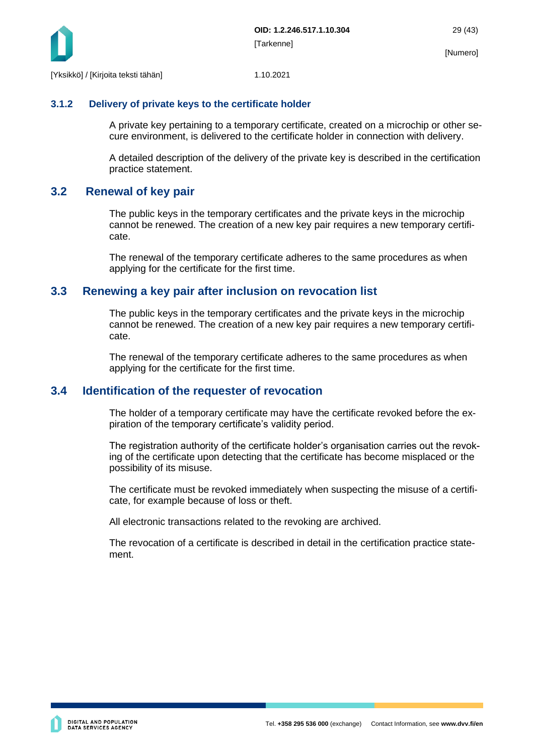### 3.1.2 Delivery of private keys to the certificate holder

A private key pertaining to a temporary certificate, created on a microchip or other secure environment, is delivered to the certificate holder in connection with delivery.

A detailed description of the delivery of the private key is described in the certification practice statement.

## 3.2 Renewal of key pair

The public keys in the temporary certificates and the private keys in the microchip cannot be renewed. The creation of a new key pair requires a new temporary certificate.

The renewal of the temporary certificate adheres to the same procedures as when applying for the certificate for the first time.

## 3.3 Renewing a key pair after inclusion on revocation list

The public keys in the temporary certificates and the private keys in the microchip cannot be renewed. The creation of a new key pair requires a new temporary certificate.

The renewal of the temporary certificate adheres to the same procedures as when applying for the certificate for the first time.

## 3.4 Identification of the requester of revocation

The holder of a temporary certificate may have the certificate revoked before the expiration of the temporary certificate's validity period.

The registration authority of the certificate holder's organisation carries out the revoking of the certificate upon detecting that the certificate has become misplaced or the possibility of its misuse.

The certificate must be revoked immediately when suspecting the misuse of a certificate, for example because of loss or theft.

All electronic transactions related to the revoking are archived.

The revocation of a certificate is described in detail in the certification practice statement.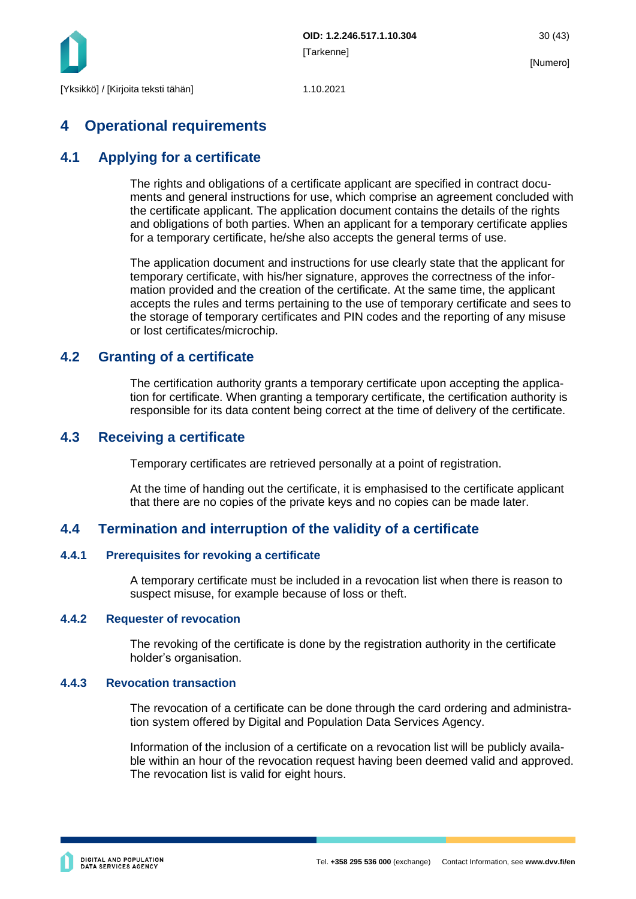# 4 Operational requirements

## 4.1 Applying for a certificate

The rights and obligations of a certificate applicant are specified in contract documents and general instructions for use, which comprise an agreement concluded with the certificate applicant. The application document contains the details of the rights and obligations of both parties. When an applicant for a temporary certificate applies for a temporary certificate, he/she also accepts the general terms of use.

The application document and instructions for use clearly state that the applicant for temporary certificate, with his/her signature, approves the correctness of the information provided and the creation of the certificate. At the same time, the applicant accepts the rules and terms pertaining to the use of temporary certificate and sees to the storage of temporary certificates and PIN codes and the reporting of any misuse or lost certificates/microchip.

## 4.2 Granting of a certificate

The certification authority grants a temporary certificate upon accepting the application for certificate. When granting a temporary certificate, the certification authority is responsible for its data content being correct at the time of delivery of the certificate.

## 4.3 Receiving a certificate

Temporary certificates are retrieved personally at a point of registration.

At the time of handing out the certificate, it is emphasised to the certificate applicant that there are no copies of the private keys and no copies can be made later.

## 4.4 Termination and interruption of the validity of a certificate

### 4.4.1 Prerequisites for revoking a certificate

A temporary certificate must be included in a revocation list when there is reason to suspect misuse, for example because of loss or theft.

### 4.4.2 Requester of revocation

The revoking of the certificate is done by the registration authority in the certificate holder's organisation.

### 4.4.3 Revocation transaction

The revocation of a certificate can be done through the card ordering and administration system offered by Digital and Population Data Services Agency.

Information of the inclusion of a certificate on a revocation list will be publicly available within an hour of the revocation request having been deemed valid and approved. The revocation list is valid for eight hours.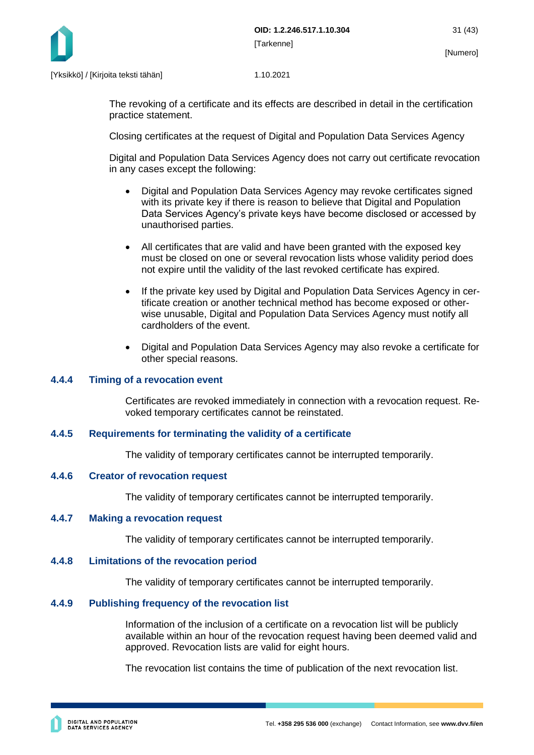The revoking of a certificate and its effects are described in detail in the certification practice statement.

Closing certificates at the request of Digital and Population Data Services Agency

Digital and Population Data Services Agency does not carry out certificate revocation in any cases except the following:

- Digital and Population Data Services Agency may revoke certificates signed with its private key if there is reason to believe that Digital and Population Data Services Agency's private keys have become disclosed or accessed by unauthorised parties.

- All certificates that are valid and have been granted with the exposed key must be closed on one or several revocation lists whose validity period does not expire until the validity of the last revoked certificate has expired.

- If the private key used by Digital and Population Data Services Agency in certificate creation or another technical method has become exposed or otherwise unusable, Digital and Population Data Services Agency must notify all cardholders of the event.

- Digital and Population Data Services Agency may also revoke a certificate for other special reasons.

### 4.4.4 Timing of a revocation event

Certificates are revoked immediately in connection with a revocation request. Revoked temporary certificates cannot be reinstated.

### 4.4.5 Requirements for terminating the validity of a certificate

The validity of temporary certificates cannot be interrupted temporarily.

### 4.4.6 Creator of revocation request

The validity of temporary certificates cannot be interrupted temporarily.

### 4.4.7 Making a revocation request

The validity of temporary certificates cannot be interrupted temporarily.

### 4.4.8 Limitations of the revocation period

The validity of temporary certificates cannot be interrupted temporarily.

### 4.4.9 Publishing frequency of the revocation list

Information of the inclusion of a certificate on a revocation list will be publicly available within an hour of the revocation request having been deemed valid and approved. Revocation lists are valid for eight hours.

The revocation list contains the time of publication of the next revocation list.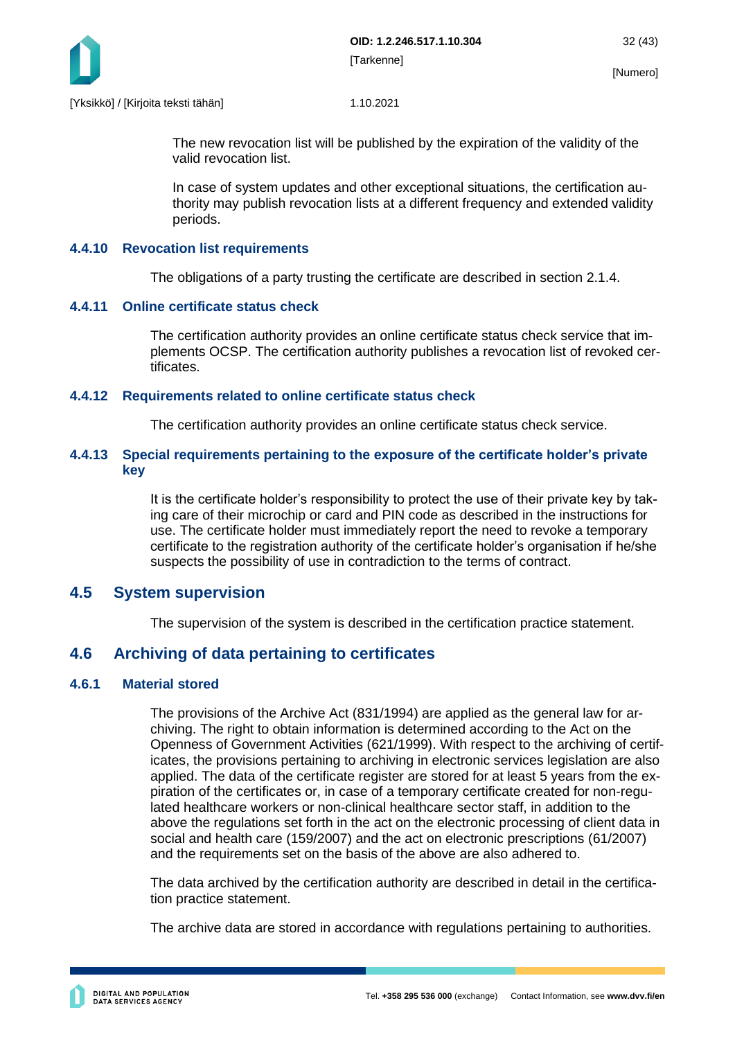The new revocation list will be published by the expiration of the validity of the valid revocation list.

In case of system updates and other exceptional situations, the certification authority may publish revocation lists at a different frequency and extended validity periods.

### 4.4.10 Revocation list requirements

The obligations of a party trusting the certificate are described in section 2.1.4.

### 4.4.11 Online certificate status check

The certification authority provides an online certificate status check service that implements OCSP. The certification authority publishes a revocation list of revoked certificates.

### 4.4.12 Requirements related to online certificate status check

The certification authority provides an online certificate status check service.

### 4.4.13 Special requirements pertaining to the exposure of the certificate holder's private key

It is the certificate holder's responsibility to protect the use of their private key by taking care of their microchip or card and PIN code as described in the instructions for use. The certificate holder must immediately report the need to revoke a temporary certificate to the registration authority of the certificate holder's organisation if he/she suspects the possibility of use in contradiction to the terms of contract.

## 4.5 System supervision

The supervision of the system is described in the certification practice statement.

## 4.6 Archiving of data pertaining to certificates

### 4.6.1 Material stored

The provisions of the Archive Act (831/1994) are applied as the general law for archiving. The right to obtain information is determined according to the Act on the Openness of Government Activities (621/1999). With respect to the archiving of certificates, the provisions pertaining to archiving in electronic services legislation are also applied. The data of the certificate register are stored for at least 5 years from the expiration of the certificates or, in case of a temporary certificate created for non-regulated healthcare workers or non-clinical healthcare sector staff, in addition to the above the regulations set forth in the act on the electronic processing of client data in social and health care (159/2007) and the act on electronic prescriptions (61/2007) and the requirements set on the basis of the above are also adhered to.

The data archived by the certification authority are described in detail in the certification practice statement.

The archive data are stored in accordance with regulations pertaining to authorities.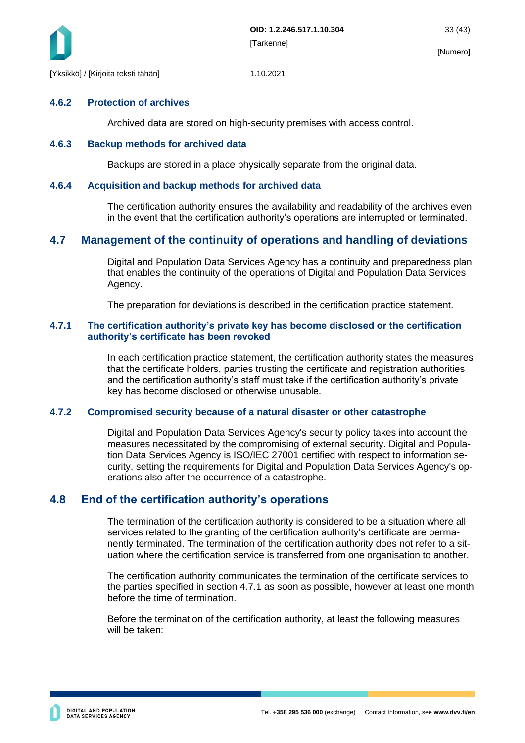### 4.6.2 Protection of archives

Archived data are stored on high-security premises with access control.

### 4.6.3 Backup methods for archived data

Backups are stored in a place physically separate from the original data.

### 4.6.4 Acquisition and backup methods for archived data

The certification authority ensures the availability and readability of the archives even in the event that the certification authority's operations are interrupted or terminated.

## 4.7 Management of the continuity of operations and handling of deviations

Digital and Population Data Services Agency has a continuity and preparedness plan that enables the continuity of the operations of Digital and Population Data Services Agency.

The preparation for deviations is described in the certification practice statement.

### 4.7.1 The certification authority's private key has become disclosed or the certification authority's certificate has been revoked

In each certification practice statement, the certification authority states the measures that the certificate holders, parties trusting the certificate and registration authorities and the certification authority's staff must take if the certification authority's private key has become disclosed or otherwise unusable.

### 4.7.2 Compromised security because of a natural disaster or other catastrophe

Digital and Population Data Services Agency's security policy takes into account the measures necessitated by the compromising of external security. Digital and Population Data Services Agency is ISO/IEC 27001 certified with respect to information security, setting the requirements for Digital and Population Data Services Agency's operations also after the occurrence of a catastrophe.

## 4.8 End of the certification authority's operations

The termination of the certification authority is considered to be a situation where all services related to the granting of the certification authority's certificate are permanently terminated. The termination of the certification authority does not refer to a situation where the certification service is transferred from one organisation to another.

The certification authority communicates the termination of the certificate services to the parties specified in section 4.7.1 as soon as possible, however at least one month before the time of termination.

Before the termination of the certification authority, at least the following measures will be taken: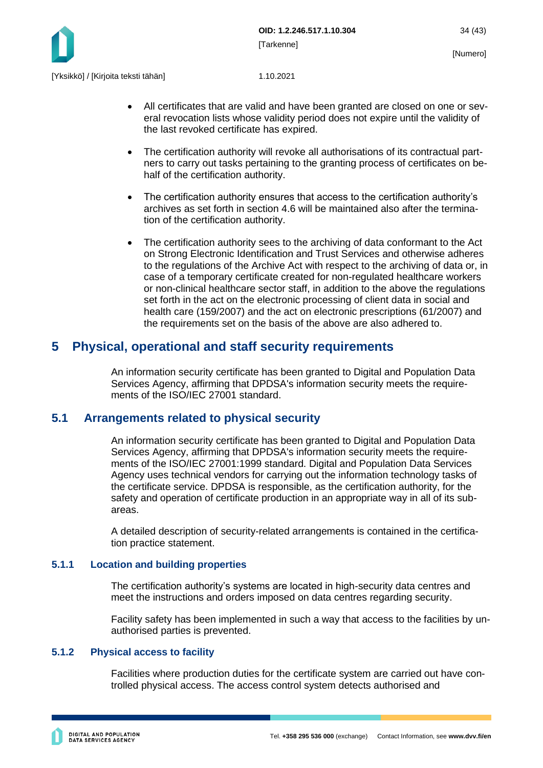- All certificates that are valid and have been granted are closed on one or several revocation lists whose validity period does not expire until the validity of the last revoked certificate has expired.
- The certification authority will revoke all authorisations of its contractual partners to carry out tasks pertaining to the granting process of certificates on behalf of the certification authority.
- The certification authority ensures that access to the certification authority's archives as set forth in section 4.6 will be maintained also after the termination of the certification authority.
- The certification authority sees to the archiving of data conformant to the Act on Strong Electronic Identification and Trust Services and otherwise adheres to the regulations of the Archive Act with respect to the archiving of data or, in case of a temporary certificate created for non-regulated healthcare workers or non-clinical healthcare sector staff, in addition to the above the regulations set forth in the act on the electronic processing of client data in social and health care (159/2007) and the act on electronic prescriptions (61/2007) and the requirements set on the basis of the above are also adhered to.

# 5 Physical, operational and staff security requirements

An information security certificate has been granted to Digital and Population Data Services Agency, affirming that DPDSA's information security meets the requirements of the ISO/IEC 27001 standard.

## 5.1 Arrangements related to physical security

An information security certificate has been granted to Digital and Population Data Services Agency, affirming that DPDSA's information security meets the requirements of the ISO/IEC 27001:1999 standard. Digital and Population Data Services Agency uses technical vendors for carrying out the information technology tasks of the certificate service. DPDSA is responsible, as the certification authority, for the safety and operation of certificate production in an appropriate way in all of its subareas.

A detailed description of security-related arrangements is contained in the certification practice statement.

### 5.1.1 Location and building properties

The certification authority's systems are located in high-security data centres and meet the instructions and orders imposed on data centres regarding security.

Facility safety has been implemented in such a way that access to the facilities by unauthorised parties is prevented.

### 5.1.2 Physical access to facility

Facilities where production duties for the certificate system are carried out have controlled physical access. The access control system detects authorised and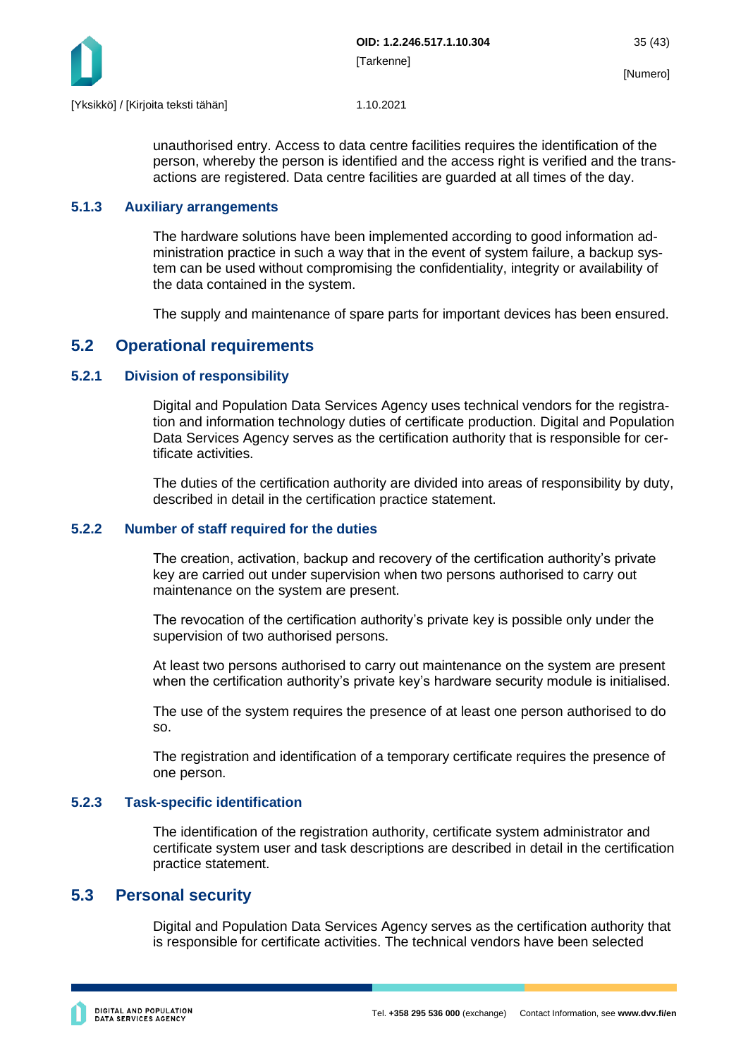unauthorised entry. Access to data centre facilities requires the identification of the person, whereby the person is identified and the access right is verified and the transactions are registered. Data centre facilities are guarded at all times of the day.

### 5.1.3 Auxiliary arrangements

The hardware solutions have been implemented according to good information administration practice in such a way that in the event of system failure, a backup system can be used without compromising the confidentiality, integrity or availability of the data contained in the system.

The supply and maintenance of spare parts for important devices has been ensured.

## 5.2 Operational requirements

### 5.2.1 Division of responsibility

Digital and Population Data Services Agency uses technical vendors for the registration and information technology duties of certificate production. Digital and Population Data Services Agency serves as the certification authority that is responsible for certificate activities.

The duties of the certification authority are divided into areas of responsibility by duty, described in detail in the certification practice statement.

### 5.2.2 Number of staff required for the duties

The creation, activation, backup and recovery of the certification authority's private key are carried out under supervision when two persons authorised to carry out maintenance on the system are present.

The revocation of the certification authority's private key is possible only under the supervision of two authorised persons.

At least two persons authorised to carry out maintenance on the system are present when the certification authority's private key's hardware security module is initialised.

The use of the system requires the presence of at least one person authorised to do so.

The registration and identification of a temporary certificate requires the presence of one person.

### 5.2.3 Task-specific identification

The identification of the registration authority, certificate system administrator and certificate system user and task descriptions are described in detail in the certification practice statement.

## 5.3 Personal security

Digital and Population Data Services Agency serves as the certification authority that is responsible for certificate activities. The technical vendors have been selected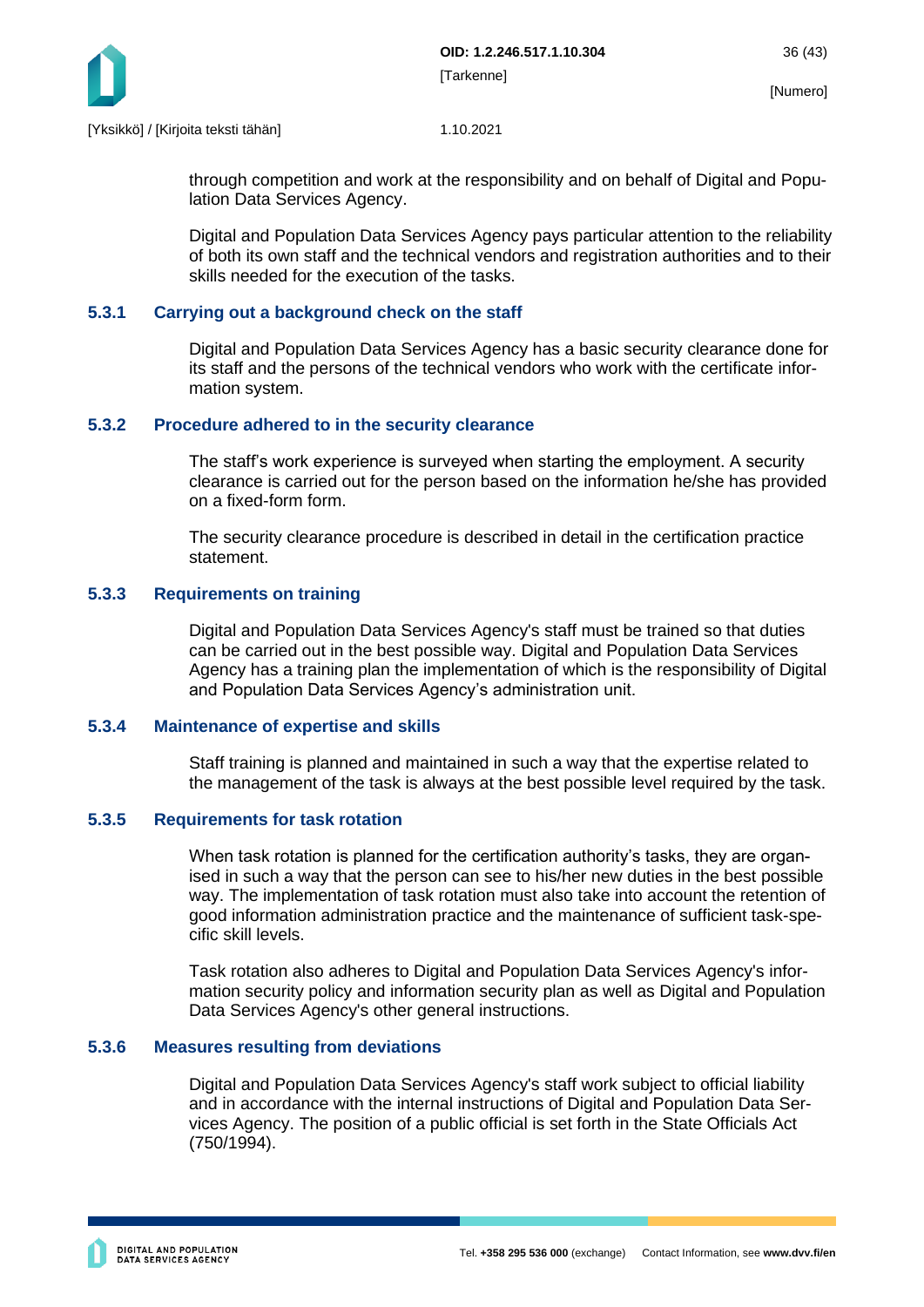through competition and work at the responsibility and on behalf of Digital and Population Data Services Agency.

Digital and Population Data Services Agency pays particular attention to the reliability of both its own staff and the technical vendors and registration authorities and to their skills needed for the execution of the tasks.

### 5.3.1 Carrying out a background check on the staff

Digital and Population Data Services Agency has a basic security clearance done for its staff and the persons of the technical vendors who work with the certificate information system.

### 5.3.2 Procedure adhered to in the security clearance

The staff's work experience is surveyed when starting the employment. A security clearance is carried out for the person based on the information he/she has provided on a fixed-form form.

The security clearance procedure is described in detail in the certification practice statement.

### 5.3.3 Requirements on training

Digital and Population Data Services Agency's staff must be trained so that duties can be carried out in the best possible way. Digital and Population Data Services Agency has a training plan the implementation of which is the responsibility of Digital and Population Data Services Agency's administration unit.

### 5.3.4 Maintenance of expertise and skills

Staff training is planned and maintained in such a way that the expertise related to the management of the task is always at the best possible level required by the task.

### 5.3.5 Requirements for task rotation

When task rotation is planned for the certification authority's tasks, they are organised in such a way that the person can see to his/her new duties in the best possible way. The implementation of task rotation must also take into account the retention of good information administration practice and the maintenance of sufficient task-specific skill levels.

Task rotation also adheres to Digital and Population Data Services Agency's information security policy and information security plan as well as Digital and Population Data Services Agency's other general instructions.

### 5.3.6 Measures resulting from deviations

Digital and Population Data Services Agency's staff work subject to official liability and in accordance with the internal instructions of Digital and Population Data Services Agency. The position of a public official is set forth in the State Officials Act (750/1994).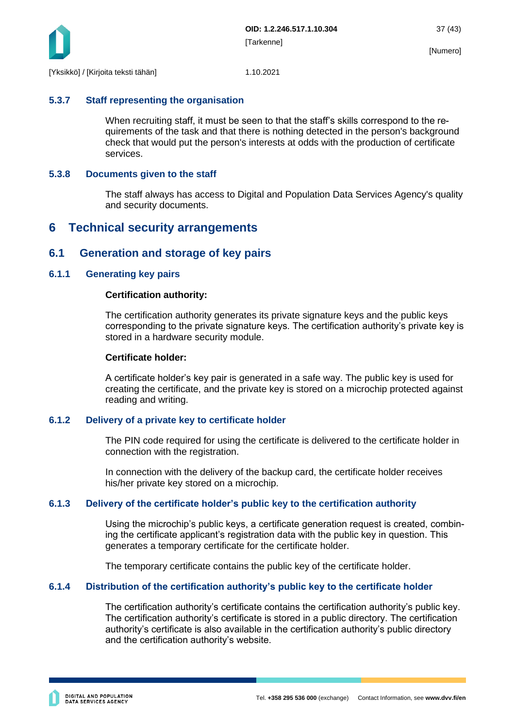### 5.3.7 Staff representing the organisation

When recruiting staff, it must be seen to that the staff's skills correspond to the requirements of the task and that there is nothing detected in the person's background check that would put the person's interests at odds with the production of certificate services.

### 5.3.8 Documents given to the staff

The staff always has access to Digital and Population Data Services Agency's quality and security documents.

# 6 Technical security arrangements

## 6.1 Generation and storage of key pairs

### 6.1.1 Generating key pairs

**Certification authority:**

The certification authority generates its private signature keys and the public keys corresponding to the private signature keys. The certification authority's private key is stored in a hardware security module.

**Certificate holder:**

A certificate holder's key pair is generated in a safe way. The public key is used for creating the certificate, and the private key is stored on a microchip protected against reading and writing.

### 6.1.2 Delivery of a private key to certificate holder

The PIN code required for using the certificate is delivered to the certificate holder in connection with the registration.

In connection with the delivery of the backup card, the certificate holder receives his/her private key stored on a microchip.

### 6.1.3 Delivery of the certificate holder's public key to the certification authority

Using the microchip's public keys, a certificate generation request is created, combining the certificate applicant's registration data with the public key in question. This generates a temporary certificate for the certificate holder.

The temporary certificate contains the public key of the certificate holder.

### 6.1.4 Distribution of the certification authority's public key to the certificate holder

The certification authority's certificate contains the certification authority's public key. The certification authority's certificate is stored in a public directory. The certification authority's certificate is also available in the certification authority's public directory and the certification authority's website.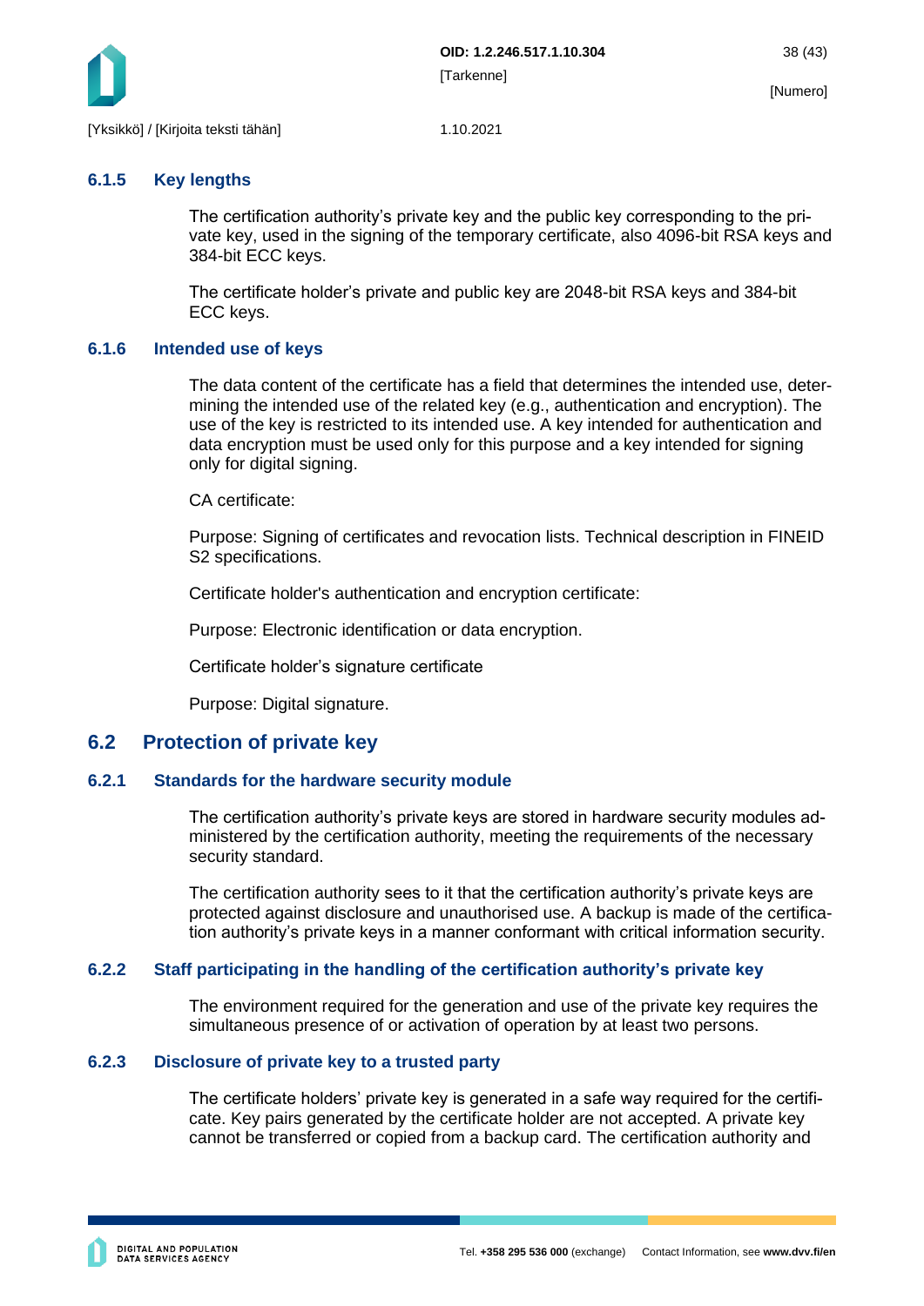### 6.1.5 Key lengths

The certification authority's private key and the public key corresponding to the private key, used in the signing of the temporary certificate, also 4096-bit RSA keys and 384-bit ECC keys.

The certificate holder's private and public key are 2048-bit RSA keys and 384-bit ECC keys.

### 6.1.6 Intended use of keys

The data content of the certificate has a field that determines the intended use, determining the intended use of the related key (e.g., authentication and encryption). The use of the key is restricted to its intended use. A key intended for authentication and data encryption must be used only for this purpose and a key intended for signing only for digital signing.

CA certificate:

Purpose: Signing of certificates and revocation lists. Technical description in FINEID S2 specifications.

Certificate holder's authentication and encryption certificate:

Purpose: Electronic identification or data encryption.

Certificate holder's signature certificate

Purpose: Digital signature.

## 6.2 Protection of private key

### 6.2.1 Standards for the hardware security module

The certification authority's private keys are stored in hardware security modules administered by the certification authority, meeting the requirements of the necessary security standard.

The certification authority sees to it that the certification authority's private keys are protected against disclosure and unauthorised use. A backup is made of the certification authority's private keys in a manner conformant with critical information security.

### 6.2.2 Staff participating in the handling of the certification authority's private key

The environment required for the generation and use of the private key requires the simultaneous presence of or activation of operation by at least two persons.

### 6.2.3 Disclosure of private key to a trusted party

The certificate holders' private key is generated in a safe way required for the certificate. Key pairs generated by the certificate holder are not accepted. A private key cannot be transferred or copied from a backup card. The certification authority and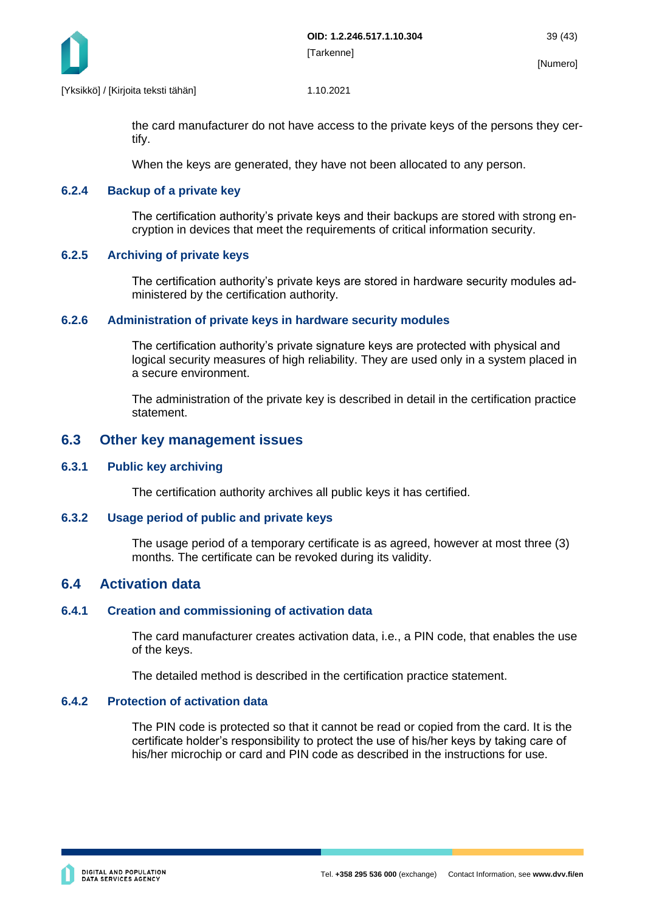the card manufacturer do not have access to the private keys of the persons they certify.

When the keys are generated, they have not been allocated to any person.

### 6.2.4 Backup of a private key

The certification authority's private keys and their backups are stored with strong encryption in devices that meet the requirements of critical information security.

### 6.2.5 Archiving of private keys

The certification authority's private keys are stored in hardware security modules administered by the certification authority.

### 6.2.6 Administration of private keys in hardware security modules

The certification authority's private signature keys are protected with physical and logical security measures of high reliability. They are used only in a system placed in a secure environment.

The administration of the private key is described in detail in the certification practice statement.

## 6.3 Other key management issues

### 6.3.1 Public key archiving

The certification authority archives all public keys it has certified.

### 6.3.2 Usage period of public and private keys

The usage period of a temporary certificate is as agreed, however at most three (3) months. The certificate can be revoked during its validity.

## 6.4 Activation data

### 6.4.1 Creation and commissioning of activation data

The card manufacturer creates activation data, i.e., a PIN code, that enables the use of the keys.

The detailed method is described in the certification practice statement.

### 6.4.2 Protection of activation data

The PIN code is protected so that it cannot be read or copied from the card. It is the certificate holder's responsibility to protect the use of his/her keys by taking care of his/her microchip or card and PIN code as described in the instructions for use.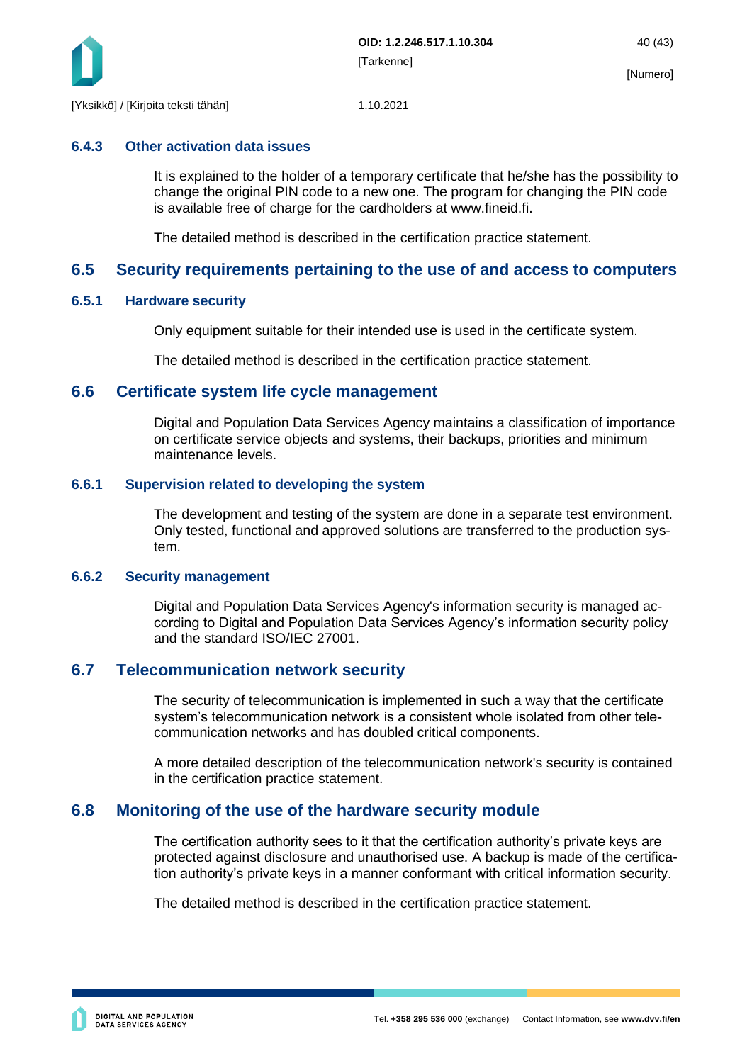### 6.4.3 Other activation data issues

It is explained to the holder of a temporary certificate that he/she has the possibility to change the original PIN code to a new one. The program for changing the PIN code is available free of charge for the cardholders at www.fineid.fi.

The detailed method is described in the certification practice statement.

## 6.5 Security requirements pertaining to the use of and access to computers

### 6.5.1 Hardware security

Only equipment suitable for their intended use is used in the certificate system.

The detailed method is described in the certification practice statement.

## 6.6 Certificate system life cycle management

Digital and Population Data Services Agency maintains a classification of importance on certificate service objects and systems, their backups, priorities and minimum maintenance levels.

### 6.6.1 Supervision related to developing the system

The development and testing of the system are done in a separate test environment. Only tested, functional and approved solutions are transferred to the production system.

### 6.6.2 Security management

Digital and Population Data Services Agency's information security is managed according to Digital and Population Data Services Agency's information security policy and the standard ISO/IEC 27001.

## 6.7 Telecommunication network security

The security of telecommunication is implemented in such a way that the certificate system's telecommunication network is a consistent whole isolated from other telecommunication networks and has doubled critical components.

A more detailed description of the telecommunication network's security is contained in the certification practice statement.

## 6.8 Monitoring of the use of the hardware security module

The certification authority sees to it that the certification authority's private keys are protected against disclosure and unauthorised use. A backup is made of the certification authority's private keys in a manner conformant with critical information security.

The detailed method is described in the certification practice statement.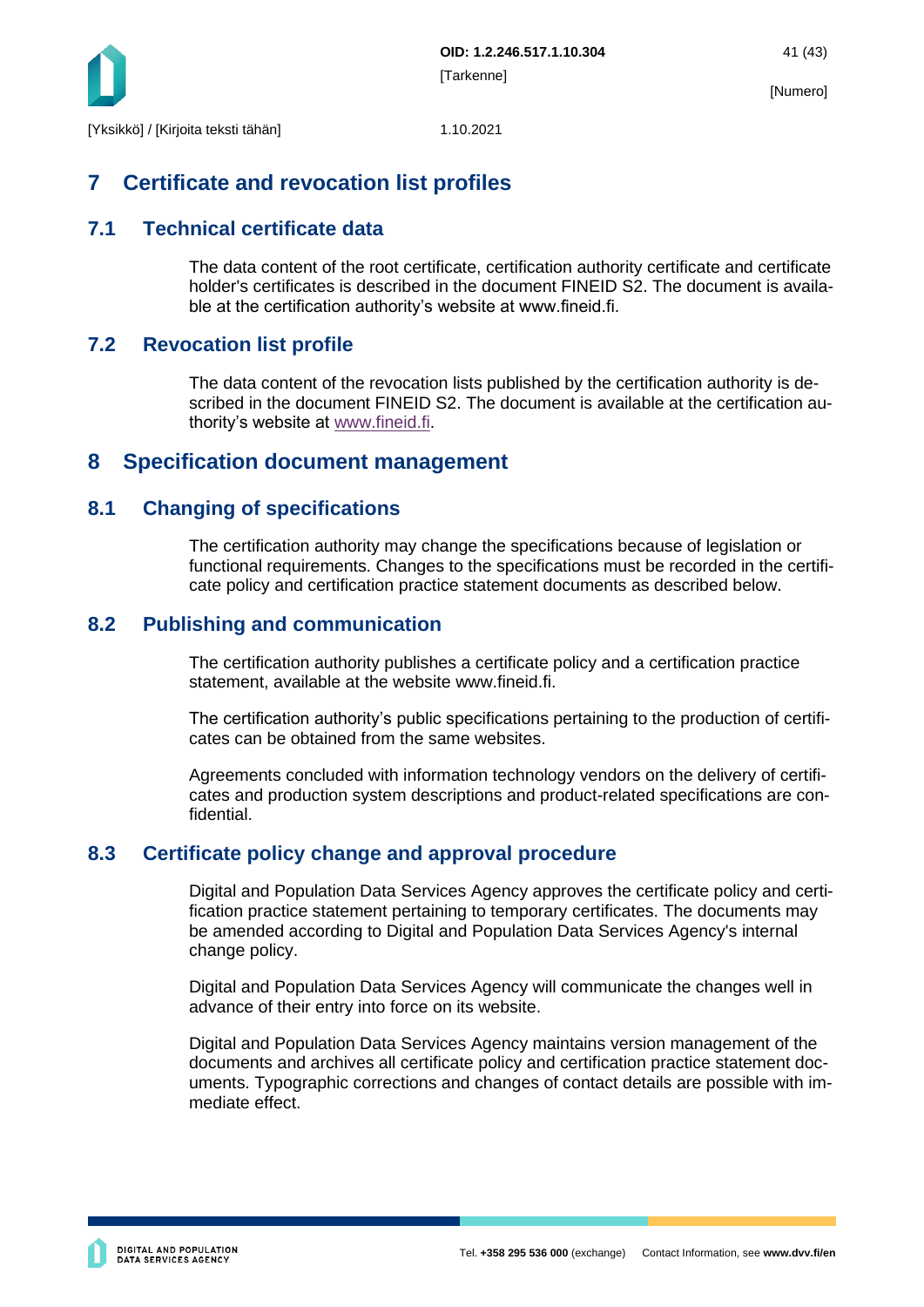# 7 Certificate and revocation list profiles

## 7.1 Technical certificate data

The data content of the root certificate, certification authority certificate and certificate holder's certificates is described in the document FINEID S2. The document is available at the certification authority's website at www.fineid.fi.

## 7.2 Revocation list profile

The data content of the revocation lists published by the certification authority is described in the document FINEID S2. The document is available at the certification authority's website at www.fineid.fi.

# 8 Specification document management

## 8.1 Changing of specifications

The certification authority may change the specifications because of legislation or functional requirements. Changes to the specifications must be recorded in the certificate policy and certification practice statement documents as described below.

## 8.2 Publishing and communication

The certification authority publishes a certificate policy and a certification practice statement, available at the website www.fineid.fi.

The certification authority's public specifications pertaining to the production of certificates can be obtained from the same websites.

Agreements concluded with information technology vendors on the delivery of certificates and production system descriptions and product-related specifications are confidential.

## 8.3 Certificate policy change and approval procedure

Digital and Population Data Services Agency approves the certificate policy and certification practice statement pertaining to temporary certificates. The documents may be amended according to Digital and Population Data Services Agency's internal change policy.

Digital and Population Data Services Agency will communicate the changes well in advance of their entry into force on its website.

Digital and Population Data Services Agency maintains version management of the documents and archives all certificate policy and certification practice statement documents. Typographic corrections and changes of contact details are possible with immediate effect.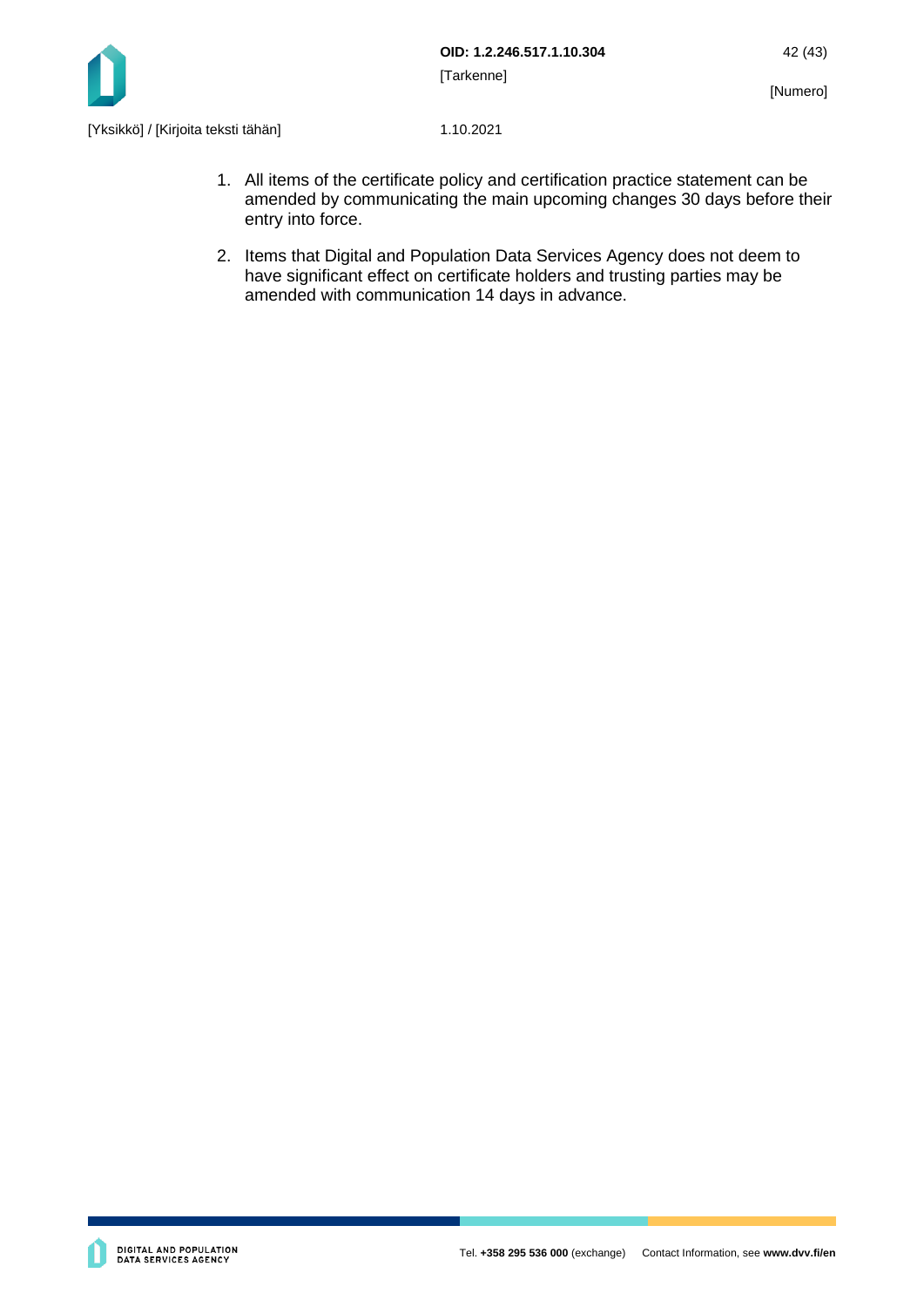1. All items of the certificate policy and certification practice statement can be amended by communicating the main upcoming changes 30 days before their entry into force.

2. Items that Digital and Population Data Services Agency does not deem to have significant effect on certificate holders and trusting parties may be amended with communication 14 days in advance.